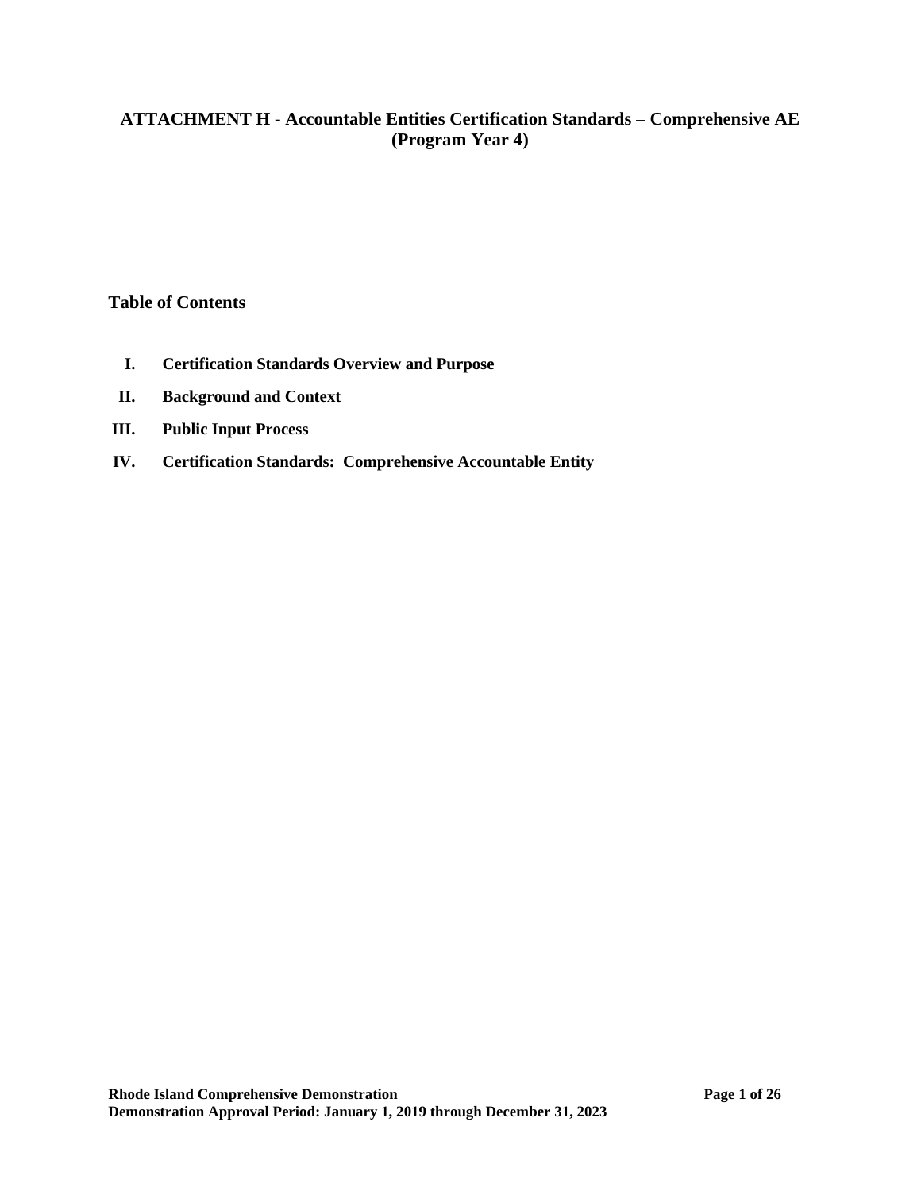# ATTACHMENT H - Accountable Entities Certification Standards – Comprehensive AE (Program Year 4)

## Table of Contents

I. **Certification Standards Overview and Purpose**

II. **Background and Context**

III. **Public Input Process**

IV. **Certification Standards: Comprehensive Accountable Entity**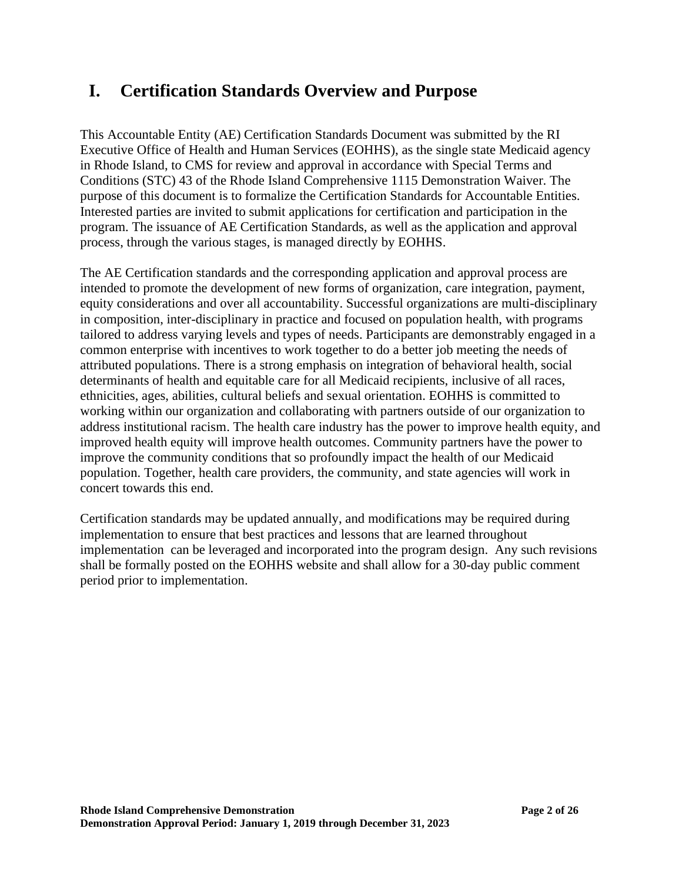# I. Certification Standards Overview and Purpose

This Accountable Entity (AE) Certification Standards Document was submitted by the RI Executive Office of Health and Human Services (EOHHS), as the single state Medicaid agency in Rhode Island, to CMS for review and approval in accordance with Special Terms and Conditions (STC) 43 of the Rhode Island Comprehensive 1115 Demonstration Waiver. The purpose of this document is to formalize the Certification Standards for Accountable Entities. Interested parties are invited to submit applications for certification and participation in the program. The issuance of AE Certification Standards, as well as the application and approval process, through the various stages, is managed directly by EOHHS.

The AE Certification standards and the corresponding application and approval process are intended to promote the development of new forms of organization, care integration, payment, equity considerations and over all accountability. Successful organizations are multi-disciplinary in composition, inter-disciplinary in practice and focused on population health, with programs tailored to address varying levels and types of needs. Participants are demonstrably engaged in a common enterprise with incentives to work together to do a better job meeting the needs of attributed populations. There is a strong emphasis on integration of behavioral health, social determinants of health and equitable care for all Medicaid recipients, inclusive of all races, ethnicities, ages, abilities, cultural beliefs and sexual orientation. EOHHS is committed to working within our organization and collaborating with partners outside of our organization to address institutional racism. The health care industry has the power to improve health equity, and improved health equity will improve health outcomes. Community partners have the power to improve the community conditions that so profoundly impact the health of our Medicaid population. Together, health care providers, the community, and state agencies will work in concert towards this end.

Certification standards may be updated annually, and modifications may be required during implementation to ensure that best practices and lessons that are learned throughout implementation can be leveraged and incorporated into the program design. Any such revisions shall be formally posted on the EOHHS website and shall allow for a 30-day public comment period prior to implementation.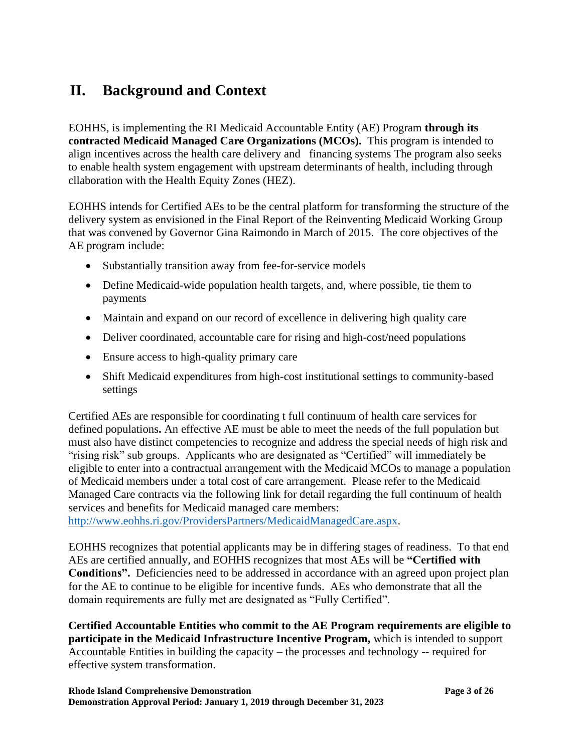## II. Background and Context

EOHHS, is implementing the RI Medicaid Accountable Entity (AE) Program **through its contracted Medicaid Managed Care Organizations (MCOs).** This program is intended to align incentives across the health care delivery and financing systems The program also seeks to enable health system engagement with upstream determinants of health, including through cllaboration with the Health Equity Zones (HEZ).

EOHHS intends for Certified AEs to be the central platform for transforming the structure of the delivery system as envisioned in the Final Report of the Reinventing Medicaid Working Group that was convened by Governor Gina Raimondo in March of 2015. The core objectives of the AE program include:

- Substantially transition away from fee-for-service models
- Define Medicaid-wide population health targets, and, where possible, tie them to payments
- Maintain and expand on our record of excellence in delivering high quality care
- Deliver coordinated, accountable care for rising and high-cost/need populations
- Ensure access to high-quality primary care
- Shift Medicaid expenditures from high-cost institutional settings to community-based settings

Certified AEs are responsible for coordinating t full continuum of health care services for defined populations**.** An effective AE must be able to meet the needs of the full population but must also have distinct competencies to recognize and address the special needs of high risk and "rising risk" sub groups. Applicants who are designated as "Certified" will immediately be eligible to enter into a contractual arrangement with the Medicaid MCOs to manage a population of Medicaid members under a total cost of care arrangement. Please refer to the Medicaid Managed Care contracts via the following link for detail regarding the full continuum of health services and benefits for Medicaid managed care members: http://www.eohhs.ri.gov/ProvidersPartners/MedicaidManagedCare.aspx.

EOHHS recognizes that potential applicants may be in differing stages of readiness. To that end AEs are certified annually, and EOHHS recognizes that most AEs will be **"Certified with Conditions".** Deficiencies need to be addressed in accordance with an agreed upon project plan for the AE to continue to be eligible for incentive funds. AEs who demonstrate that all the domain requirements are fully met are designated as "Fully Certified".

**Certified Accountable Entities who commit to the AE Program requirements are eligible to participate in the Medicaid Infrastructure Incentive Program,** which is intended to support Accountable Entities in building the capacity – the processes and technology -- required for effective system transformation.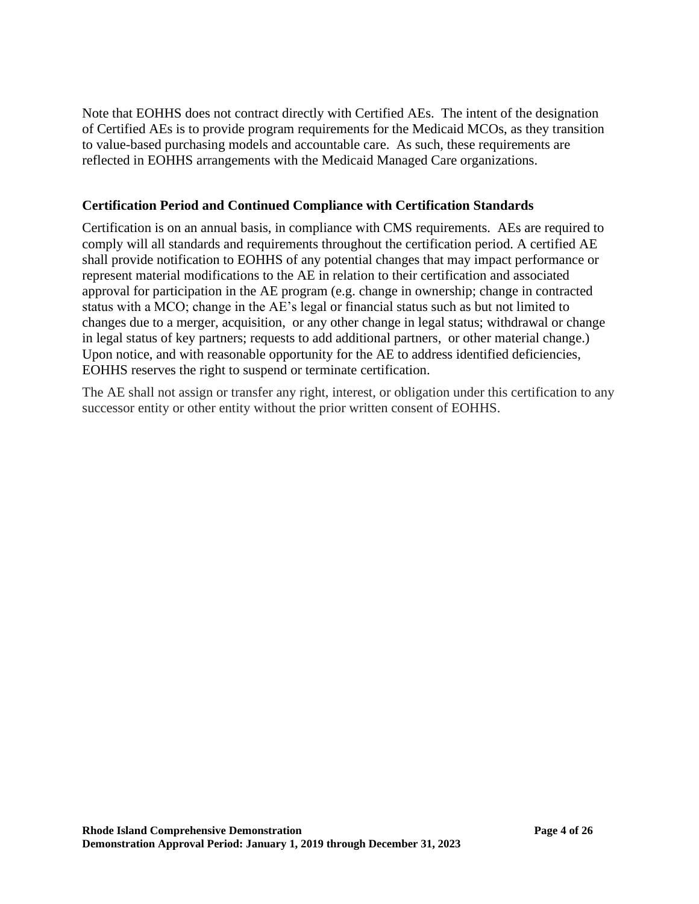Note that EOHHS does not contract directly with Certified AEs. The intent of the designation of Certified AEs is to provide program requirements for the Medicaid MCOs, as they transition to value-based purchasing models and accountable care. As such, these requirements are reflected in EOHHS arrangements with the Medicaid Managed Care organizations.

**Certification Period and Continued Compliance with Certification Standards**

Certification is on an annual basis, in compliance with CMS requirements. AEs are required to comply will all standards and requirements throughout the certification period. A certified AE shall provide notification to EOHHS of any potential changes that may impact performance or represent material modifications to the AE in relation to their certification and associated approval for participation in the AE program (e.g. change in ownership; change in contracted status with a MCO; change in the AE's legal or financial status such as but not limited to changes due to a merger, acquisition, or any other change in legal status; withdrawal or change in legal status of key partners; requests to add additional partners, or other material change.) Upon notice, and with reasonable opportunity for the AE to address identified deficiencies, EOHHS reserves the right to suspend or terminate certification.

The AE shall not assign or transfer any right, interest, or obligation under this certification to any successor entity or other entity without the prior written consent of EOHHS.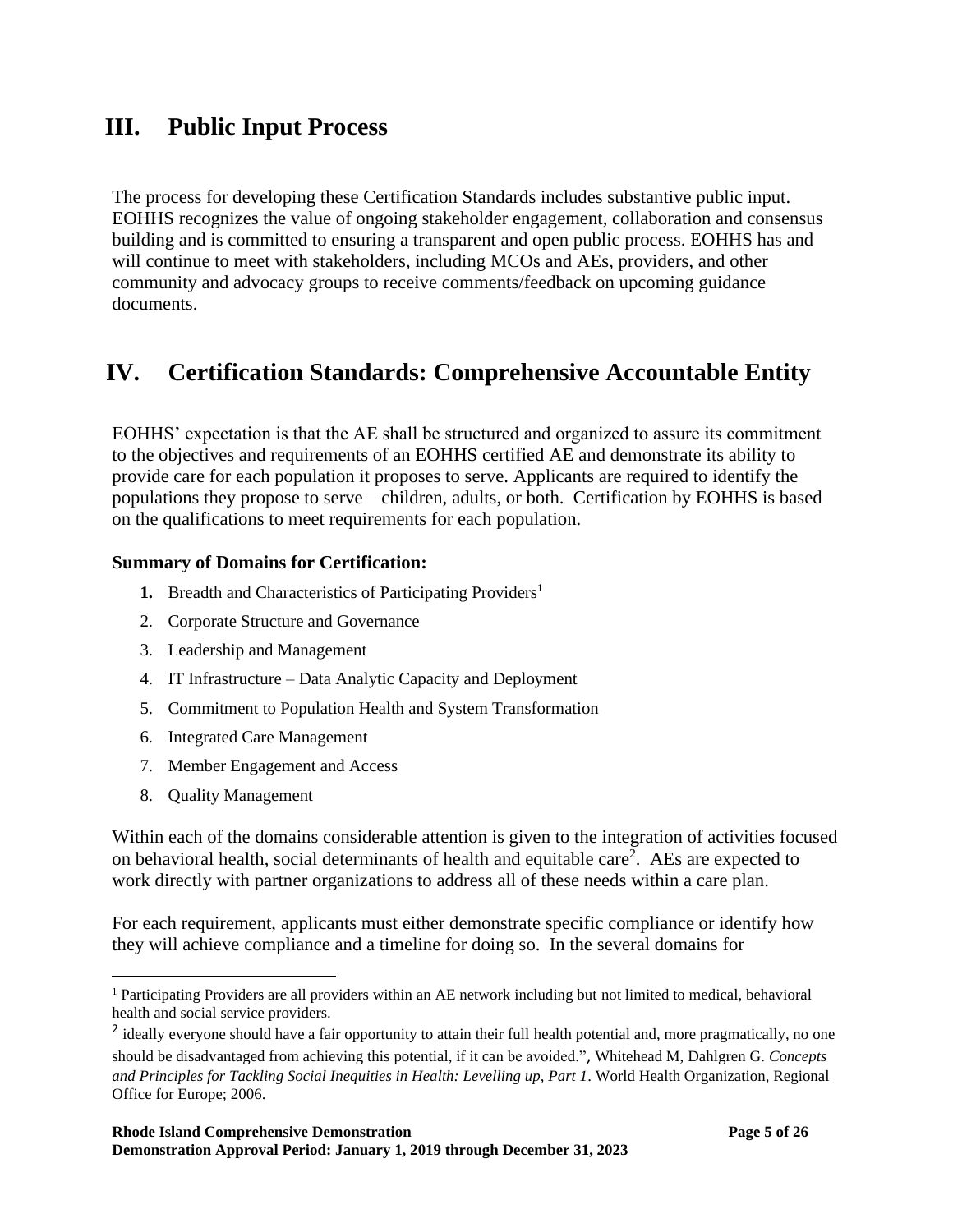## III. Public Input Process

The process for developing these Certification Standards includes substantive public input. EOHHS recognizes the value of ongoing stakeholder engagement, collaboration and consensus building and is committed to ensuring a transparent and open public process. EOHHS has and will continue to meet with stakeholders, including MCOs and AEs, providers, and other community and advocacy groups to receive comments/feedback on upcoming guidance documents.

## IV. Certification Standards: Comprehensive Accountable Entity

EOHHS' expectation is that the AE shall be structured and organized to assure its commitment to the objectives and requirements of an EOHHS certified AE and demonstrate its ability to provide care for each population it proposes to serve. Applicants are required to identify the populations they propose to serve – children, adults, or both. Certification by EOHHS is based on the qualifications to meet requirements for each population.

**Summary of Domains for Certification:**

1. Breadth and Characteristics of Participating Providers[1]
2. Corporate Structure and Governance
3. Leadership and Management
4. IT Infrastructure – Data Analytic Capacity and Deployment
5. Commitment to Population Health and System Transformation
6. Integrated Care Management
7. Member Engagement and Access
8. Quality Management

Within each of the domains considerable attention is given to the integration of activities focused on behavioral health, social determinants of health and equitable care[2]. AEs are expected to work directly with partner organizations to address all of these needs within a care plan.

For each requirement, applicants must either demonstrate specific compliance or identify how they will achieve compliance and a timeline for doing so. In the several domains for

---

[1] Participating Providers are all providers within an AE network including but not limited to medical, behavioral health and social service providers.

[2] ideally everyone should have a fair opportunity to attain their full health potential and, more pragmatically, no one should be disadvantaged from achieving this potential, if it can be avoided.", Whitehead M, Dahlgren G. *Concepts and Principles for Tackling Social Inequities in Health: Levelling up, Part 1*. World Health Organization, Regional Office for Europe; 2006.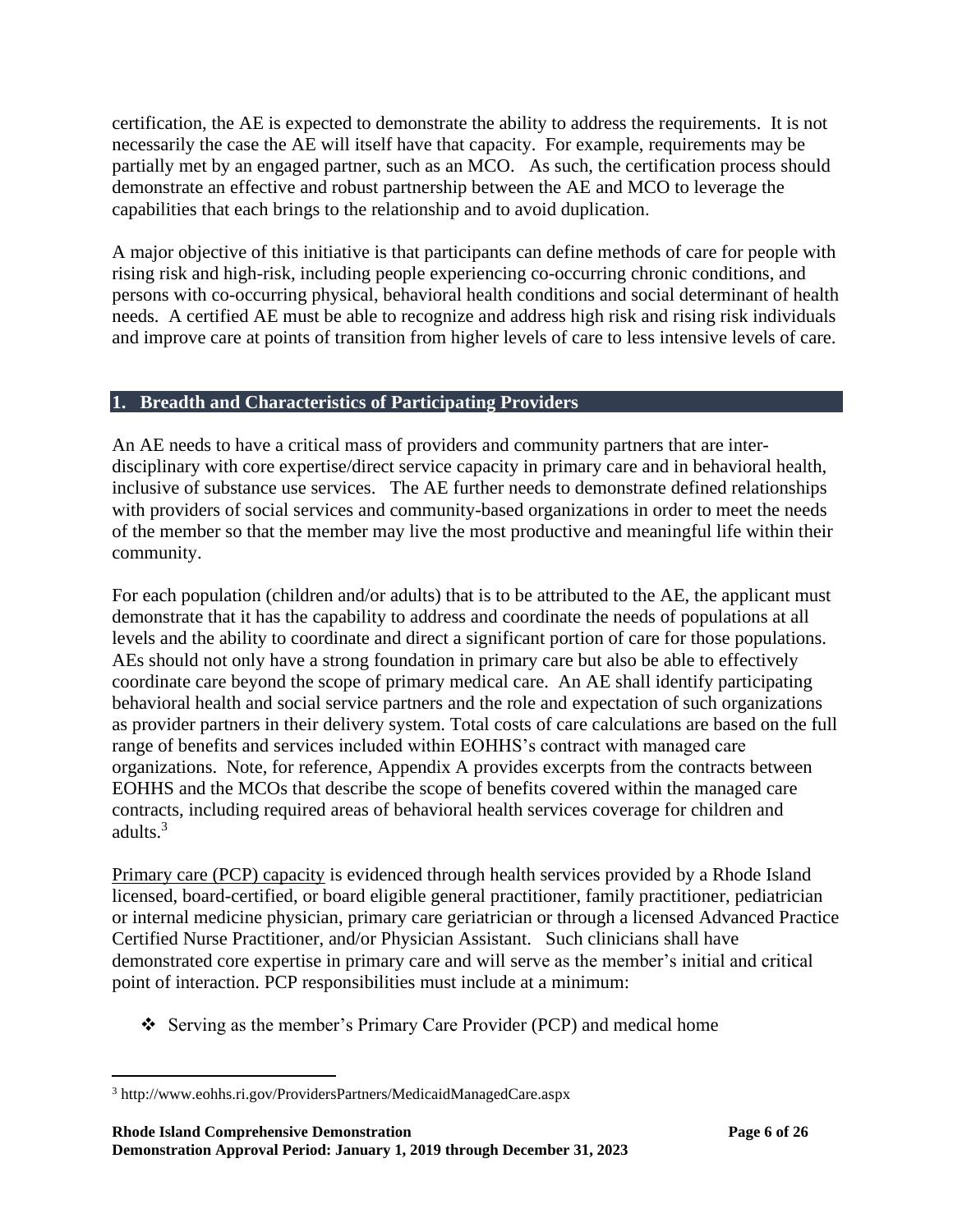certification, the AE is expected to demonstrate the ability to address the requirements. It is not necessarily the case the AE will itself have that capacity. For example, requirements may be partially met by an engaged partner, such as an MCO. As such, the certification process should demonstrate an effective and robust partnership between the AE and MCO to leverage the capabilities that each brings to the relationship and to avoid duplication.

A major objective of this initiative is that participants can define methods of care for people with rising risk and high-risk, including people experiencing co-occurring chronic conditions, and persons with co-occurring physical, behavioral health conditions and social determinant of health needs. A certified AE must be able to recognize and address high risk and rising risk individuals and improve care at points of transition from higher levels of care to less intensive levels of care.

## 1. Breadth and Characteristics of Participating Providers

An AE needs to have a critical mass of providers and community partners that are inter-disciplinary with core expertise/direct service capacity in primary care and in behavioral health, inclusive of substance use services. The AE further needs to demonstrate defined relationships with providers of social services and community-based organizations in order to meet the needs of the member so that the member may live the most productive and meaningful life within their community.

For each population (children and/or adults) that is to be attributed to the AE, the applicant must demonstrate that it has the capability to address and coordinate the needs of populations at all levels and the ability to coordinate and direct a significant portion of care for those populations. AEs should not only have a strong foundation in primary care but also be able to effectively coordinate care beyond the scope of primary medical care. An AE shall identify participating behavioral health and social service partners and the role and expectation of such organizations as provider partners in their delivery system. Total costs of care calculations are based on the full range of benefits and services included within EOHHS's contract with managed care organizations. Note, for reference, Appendix A provides excerpts from the contracts between EOHHS and the MCOs that describe the scope of benefits covered within the managed care contracts, including required areas of behavioral health services coverage for children and adults.[3]

Primary care (PCP) capacity is evidenced through health services provided by a Rhode Island licensed, board-certified, or board eligible general practitioner, family practitioner, pediatrician or internal medicine physician, primary care geriatrician or through a licensed Advanced Practice Certified Nurse Practitioner, and/or Physician Assistant. Such clinicians shall have demonstrated core expertise in primary care and will serve as the member's initial and critical point of interaction. PCP responsibilities must include at a minimum:

- Serving as the member's Primary Care Provider (PCP) and medical home

[3] http://www.eohhs.ri.gov/ProvidersPartners/MedicaidManagedCare.aspx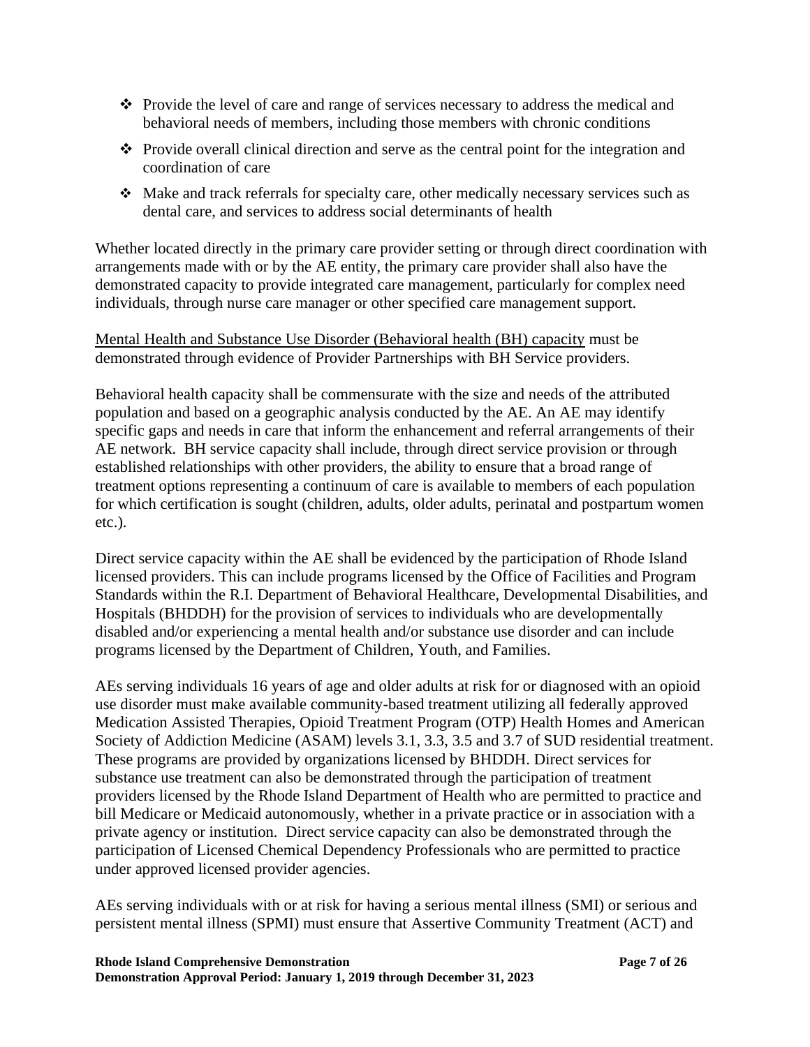- Provide the level of care and range of services necessary to address the medical and behavioral needs of members, including those members with chronic conditions
- Provide overall clinical direction and serve as the central point for the integration and coordination of care
- Make and track referrals for specialty care, other medically necessary services such as dental care, and services to address social determinants of health

Whether located directly in the primary care provider setting or through direct coordination with arrangements made with or by the AE entity, the primary care provider shall also have the demonstrated capacity to provide integrated care management, particularly for complex need individuals, through nurse care manager or other specified care management support.

<u>Mental Health and Substance Use Disorder (Behavioral health (BH) capacity</u> must be demonstrated through evidence of Provider Partnerships with BH Service providers.

Behavioral health capacity shall be commensurate with the size and needs of the attributed population and based on a geographic analysis conducted by the AE. An AE may identify specific gaps and needs in care that inform the enhancement and referral arrangements of their AE network. BH service capacity shall include, through direct service provision or through established relationships with other providers, the ability to ensure that a broad range of treatment options representing a continuum of care is available to members of each population for which certification is sought (children, adults, older adults, perinatal and postpartum women etc.).

Direct service capacity within the AE shall be evidenced by the participation of Rhode Island licensed providers. This can include programs licensed by the Office of Facilities and Program Standards within the R.I. Department of Behavioral Healthcare, Developmental Disabilities, and Hospitals (BHDDH) for the provision of services to individuals who are developmentally disabled and/or experiencing a mental health and/or substance use disorder and can include programs licensed by the Department of Children, Youth, and Families.

AEs serving individuals 16 years of age and older adults at risk for or diagnosed with an opioid use disorder must make available community-based treatment utilizing all federally approved Medication Assisted Therapies, Opioid Treatment Program (OTP) Health Homes and American Society of Addiction Medicine (ASAM) levels 3.1, 3.3, 3.5 and 3.7 of SUD residential treatment. These programs are provided by organizations licensed by BHDDH. Direct services for substance use treatment can also be demonstrated through the participation of treatment providers licensed by the Rhode Island Department of Health who are permitted to practice and bill Medicare or Medicaid autonomously, whether in a private practice or in association with a private agency or institution. Direct service capacity can also be demonstrated through the participation of Licensed Chemical Dependency Professionals who are permitted to practice under approved licensed provider agencies.

AEs serving individuals with or at risk for having a serious mental illness (SMI) or serious and persistent mental illness (SPMI) must ensure that Assertive Community Treatment (ACT) and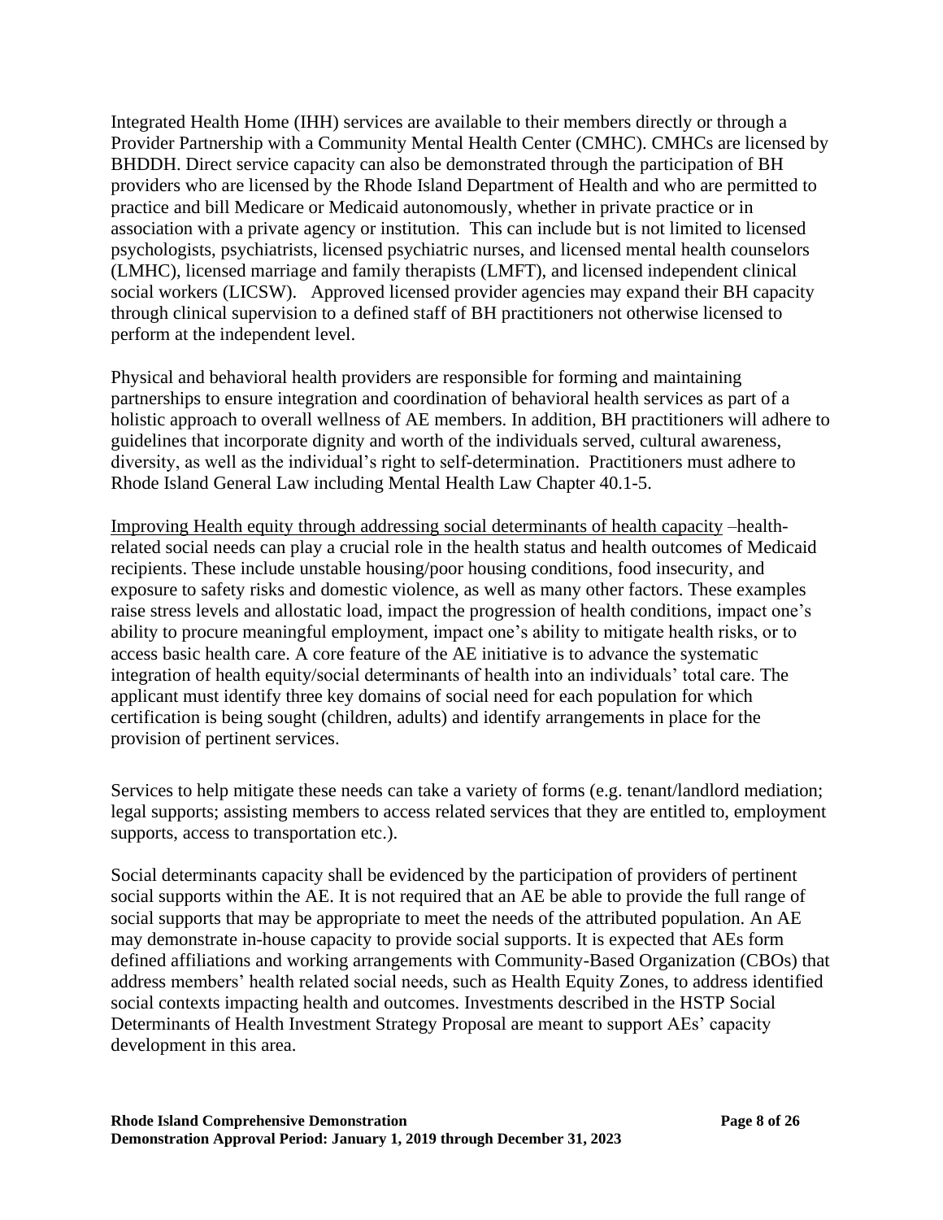Integrated Health Home (IHH) services are available to their members directly or through a Provider Partnership with a Community Mental Health Center (CMHC). CMHCs are licensed by BHDDH. Direct service capacity can also be demonstrated through the participation of BH providers who are licensed by the Rhode Island Department of Health and who are permitted to practice and bill Medicare or Medicaid autonomously, whether in private practice or in association with a private agency or institution. This can include but is not limited to licensed psychologists, psychiatrists, licensed psychiatric nurses, and licensed mental health counselors (LMHC), licensed marriage and family therapists (LMFT), and licensed independent clinical social workers (LICSW). Approved licensed provider agencies may expand their BH capacity through clinical supervision to a defined staff of BH practitioners not otherwise licensed to perform at the independent level.

Physical and behavioral health providers are responsible for forming and maintaining partnerships to ensure integration and coordination of behavioral health services as part of a holistic approach to overall wellness of AE members. In addition, BH practitioners will adhere to guidelines that incorporate dignity and worth of the individuals served, cultural awareness, diversity, as well as the individual's right to self-determination. Practitioners must adhere to Rhode Island General Law including Mental Health Law Chapter 40.1-5.

<u>Improving Health equity through addressing social determinants of health capacity</u> –health-related social needs can play a crucial role in the health status and health outcomes of Medicaid recipients. These include unstable housing/poor housing conditions, food insecurity, and exposure to safety risks and domestic violence, as well as many other factors. These examples raise stress levels and allostatic load, impact the progression of health conditions, impact one's ability to procure meaningful employment, impact one's ability to mitigate health risks, or to access basic health care. A core feature of the AE initiative is to advance the systematic integration of health equity/social determinants of health into an individuals' total care. The applicant must identify three key domains of social need for each population for which certification is being sought (children, adults) and identify arrangements in place for the provision of pertinent services.

Services to help mitigate these needs can take a variety of forms (e.g. tenant/landlord mediation; legal supports; assisting members to access related services that they are entitled to, employment supports, access to transportation etc.).

Social determinants capacity shall be evidenced by the participation of providers of pertinent social supports within the AE. It is not required that an AE be able to provide the full range of social supports that may be appropriate to meet the needs of the attributed population. An AE may demonstrate in-house capacity to provide social supports. It is expected that AEs form defined affiliations and working arrangements with Community-Based Organization (CBOs) that address members' health related social needs, such as Health Equity Zones, to address identified social contexts impacting health and outcomes. Investments described in the HSTP Social Determinants of Health Investment Strategy Proposal are meant to support AEs' capacity development in this area.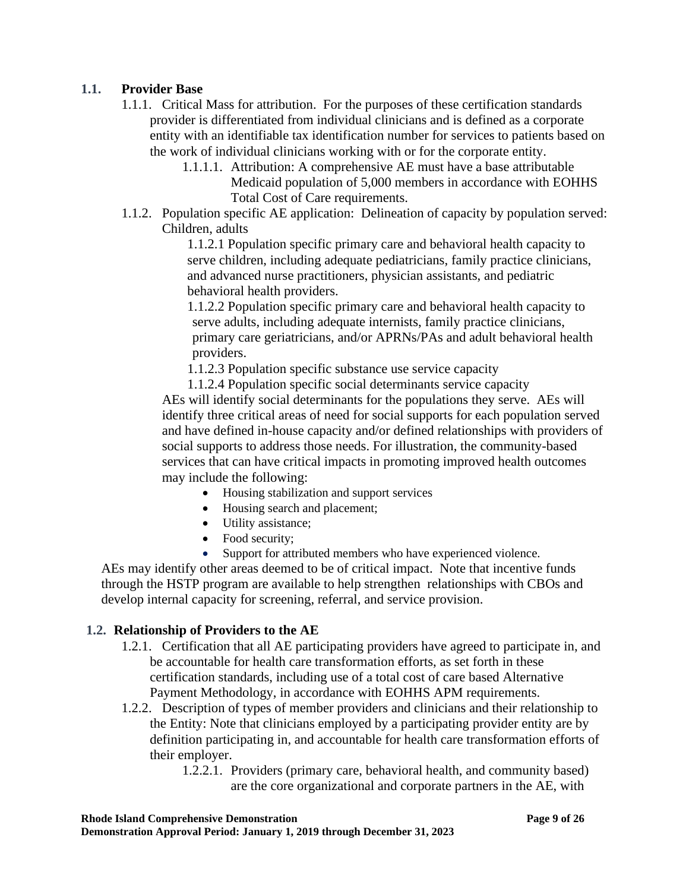### 1.1. Provider Base

1.1.1. Critical Mass for attribution. For the purposes of these certification standards provider is differentiated from individual clinicians and is defined as a corporate entity with an identifiable tax identification number for services to patients based on the work of individual clinicians working with or for the corporate entity.

1.1.1.1. Attribution: A comprehensive AE must have a base attributable Medicaid population of 5,000 members in accordance with EOHHS Total Cost of Care requirements.

1.1.2. Population specific AE application: Delineation of capacity by population served: Children, adults

1.1.2.1 Population specific primary care and behavioral health capacity to serve children, including adequate pediatricians, family practice clinicians, and advanced nurse practitioners, physician assistants, and pediatric behavioral health providers.

1.1.2.2 Population specific primary care and behavioral health capacity to serve adults, including adequate internists, family practice clinicians, primary care geriatricians, and/or APRNs/PAs and adult behavioral health providers.

1.1.2.3 Population specific substance use service capacity

1.1.2.4 Population specific social determinants service capacity

AEs will identify social determinants for the populations they serve. AEs will identify three critical areas of need for social supports for each population served and have defined in-house capacity and/or defined relationships with providers of social supports to address those needs. For illustration, the community-based services that can have critical impacts in promoting improved health outcomes may include the following:

- Housing stabilization and support services
- Housing search and placement;
- Utility assistance;
- Food security;
- Support for attributed members who have experienced violence.

AEs may identify other areas deemed to be of critical impact. Note that incentive funds through the HSTP program are available to help strengthen relationships with CBOs and develop internal capacity for screening, referral, and service provision.

### 1.2. Relationship of Providers to the AE

1.2.1. Certification that all AE participating providers have agreed to participate in, and be accountable for health care transformation efforts, as set forth in these certification standards, including use of a total cost of care based Alternative Payment Methodology, in accordance with EOHHS APM requirements.

1.2.2. Description of types of member providers and clinicians and their relationship to the Entity: Note that clinicians employed by a participating provider entity are by definition participating in, and accountable for health care transformation efforts of their employer.

1.2.2.1. Providers (primary care, behavioral health, and community based) are the core organizational and corporate partners in the AE, with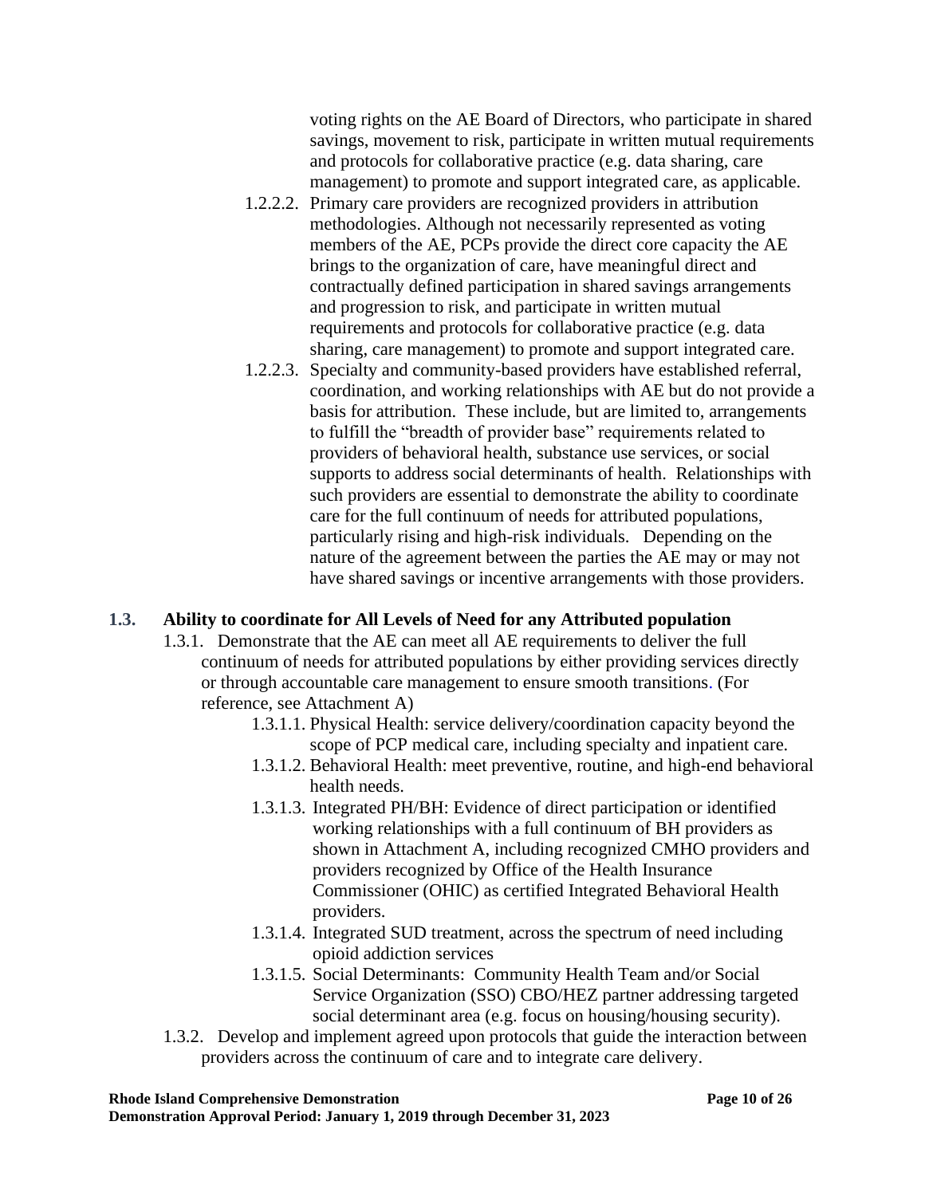voting rights on the AE Board of Directors, who participate in shared savings, movement to risk, participate in written mutual requirements and protocols for collaborative practice (e.g. data sharing, care management) to promote and support integrated care, as applicable.

1.2.2.2. Primary care providers are recognized providers in attribution methodologies. Although not necessarily represented as voting members of the AE, PCPs provide the direct core capacity the AE brings to the organization of care, have meaningful direct and contractually defined participation in shared savings arrangements and progression to risk, and participate in written mutual requirements and protocols for collaborative practice (e.g. data sharing, care management) to promote and support integrated care.

1.2.2.3. Specialty and community-based providers have established referral, coordination, and working relationships with AE but do not provide a basis for attribution. These include, but are limited to, arrangements to fulfill the "breadth of provider base" requirements related to providers of behavioral health, substance use services, or social supports to address social determinants of health. Relationships with such providers are essential to demonstrate the ability to coordinate care for the full continuum of needs for attributed populations, particularly rising and high-risk individuals. Depending on the nature of the agreement between the parties the AE may or may not have shared savings or incentive arrangements with those providers.

**1.3. Ability to coordinate for All Levels of Need for any Attributed population**

1.3.1. Demonstrate that the AE can meet all AE requirements to deliver the full continuum of needs for attributed populations by either providing services directly or through accountable care management to ensure smooth transitions. (For reference, see Attachment A)

1.3.1.1. Physical Health: service delivery/coordination capacity beyond the scope of PCP medical care, including specialty and inpatient care.

1.3.1.2. Behavioral Health: meet preventive, routine, and high-end behavioral health needs.

1.3.1.3. Integrated PH/BH: Evidence of direct participation or identified working relationships with a full continuum of BH providers as shown in Attachment A, including recognized CMHO providers and providers recognized by Office of the Health Insurance Commissioner (OHIC) as certified Integrated Behavioral Health providers.

1.3.1.4. Integrated SUD treatment, across the spectrum of need including opioid addiction services

1.3.1.5. Social Determinants: Community Health Team and/or Social Service Organization (SSO) CBO/HEZ partner addressing targeted social determinant area (e.g. focus on housing/housing security).

1.3.2. Develop and implement agreed upon protocols that guide the interaction between providers across the continuum of care and to integrate care delivery.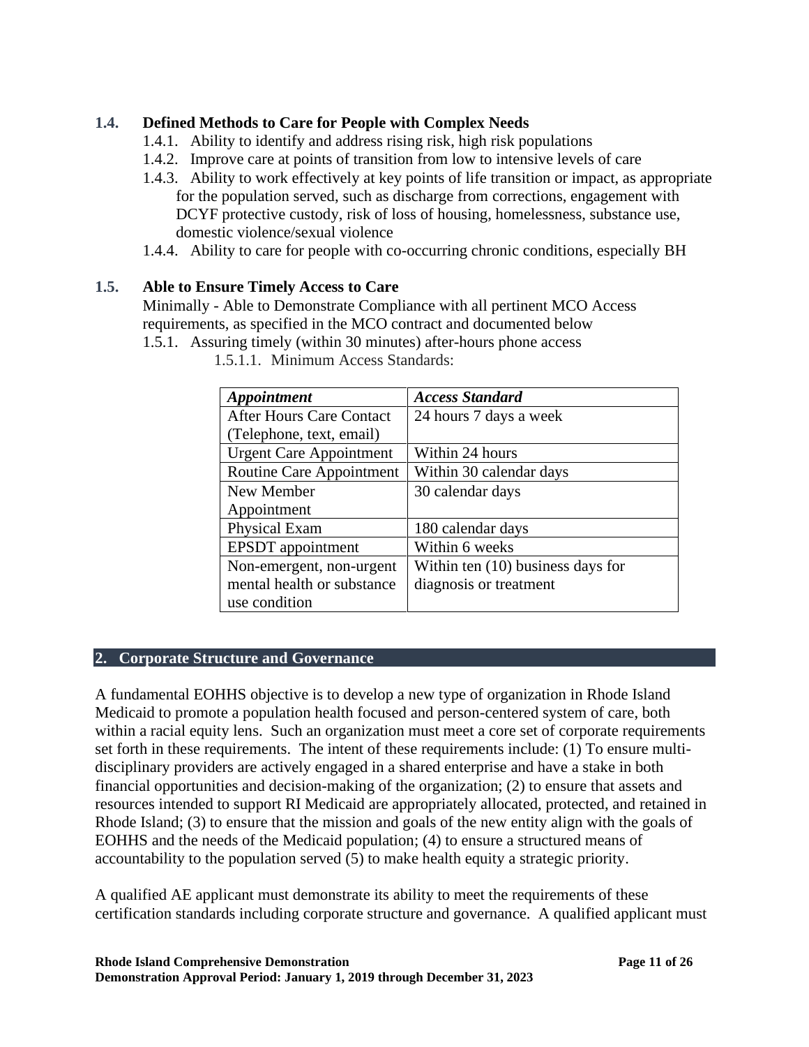### 1.4. Defined Methods to Care for People with Complex Needs

- 1.4.1. Ability to identify and address rising risk, high risk populations
- 1.4.2. Improve care at points of transition from low to intensive levels of care
- 1.4.3. Ability to work effectively at key points of life transition or impact, as appropriate for the population served, such as discharge from corrections, engagement with DCYF protective custody, risk of loss of housing, homelessness, substance use, domestic violence/sexual violence
- 1.4.4. Ability to care for people with co-occurring chronic conditions, especially BH

### 1.5. Able to Ensure Timely Access to Care

Minimally - Able to Demonstrate Compliance with all pertinent MCO Access requirements, as specified in the MCO contract and documented below

- 1.5.1. Assuring timely (within 30 minutes) after-hours phone access
  - 1.5.1.1. Minimum Access Standards:

| ***Appointment*** | ***Access Standard*** |
|---|---|
| After Hours Care Contact (Telephone, text, email) | 24 hours 7 days a week |
| Urgent Care Appointment | Within 24 hours |
| Routine Care Appointment | Within 30 calendar days |
| New Member Appointment | 30 calendar days |
| Physical Exam | 180 calendar days |
| EPSDT appointment | Within 6 weeks |
| Non-emergent, non-urgent mental health or substance use condition | Within ten (10) business days for diagnosis or treatment |

## 2. Corporate Structure and Governance

A fundamental EOHHS objective is to develop a new type of organization in Rhode Island Medicaid to promote a population health focused and person-centered system of care, both within a racial equity lens. Such an organization must meet a core set of corporate requirements set forth in these requirements. The intent of these requirements include: (1) To ensure multi-disciplinary providers are actively engaged in a shared enterprise and have a stake in both financial opportunities and decision-making of the organization; (2) to ensure that assets and resources intended to support RI Medicaid are appropriately allocated, protected, and retained in Rhode Island; (3) to ensure that the mission and goals of the new entity align with the goals of EOHHS and the needs of the Medicaid population; (4) to ensure a structured means of accountability to the population served (5) to make health equity a strategic priority.

A qualified AE applicant must demonstrate its ability to meet the requirements of these certification standards including corporate structure and governance. A qualified applicant must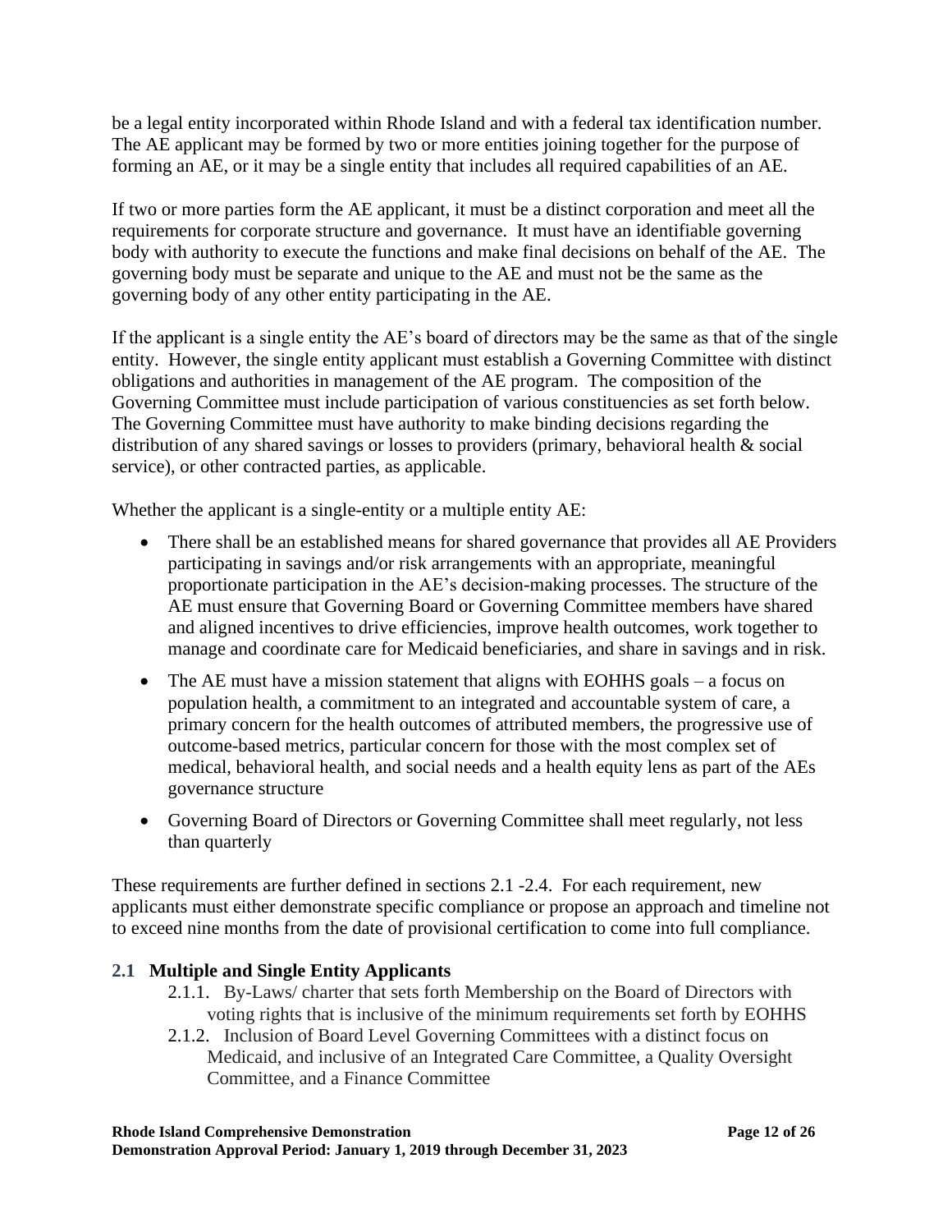be a legal entity incorporated within Rhode Island and with a federal tax identification number. The AE applicant may be formed by two or more entities joining together for the purpose of forming an AE, or it may be a single entity that includes all required capabilities of an AE.

If two or more parties form the AE applicant, it must be a distinct corporation and meet all the requirements for corporate structure and governance. It must have an identifiable governing body with authority to execute the functions and make final decisions on behalf of the AE. The governing body must be separate and unique to the AE and must not be the same as the governing body of any other entity participating in the AE.

If the applicant is a single entity the AE's board of directors may be the same as that of the single entity. However, the single entity applicant must establish a Governing Committee with distinct obligations and authorities in management of the AE program. The composition of the Governing Committee must include participation of various constituencies as set forth below. The Governing Committee must have authority to make binding decisions regarding the distribution of any shared savings or losses to providers (primary, behavioral health & social service), or other contracted parties, as applicable.

Whether the applicant is a single-entity or a multiple entity AE:

- There shall be an established means for shared governance that provides all AE Providers participating in savings and/or risk arrangements with an appropriate, meaningful proportionate participation in the AE's decision-making processes. The structure of the AE must ensure that Governing Board or Governing Committee members have shared and aligned incentives to drive efficiencies, improve health outcomes, work together to manage and coordinate care for Medicaid beneficiaries, and share in savings and in risk.
- The AE must have a mission statement that aligns with EOHHS goals – a focus on population health, a commitment to an integrated and accountable system of care, a primary concern for the health outcomes of attributed members, the progressive use of outcome-based metrics, particular concern for those with the most complex set of medical, behavioral health, and social needs and a health equity lens as part of the AEs governance structure
- Governing Board of Directors or Governing Committee shall meet regularly, not less than quarterly

These requirements are further defined in sections 2.1 -2.4. For each requirement, new applicants must either demonstrate specific compliance or propose an approach and timeline not to exceed nine months from the date of provisional certification to come into full compliance.

## 2.1 Multiple and Single Entity Applicants

2.1.1. By-Laws/ charter that sets forth Membership on the Board of Directors with voting rights that is inclusive of the minimum requirements set forth by EOHHS

2.1.2. Inclusion of Board Level Governing Committees with a distinct focus on Medicaid, and inclusive of an Integrated Care Committee, a Quality Oversight Committee, and a Finance Committee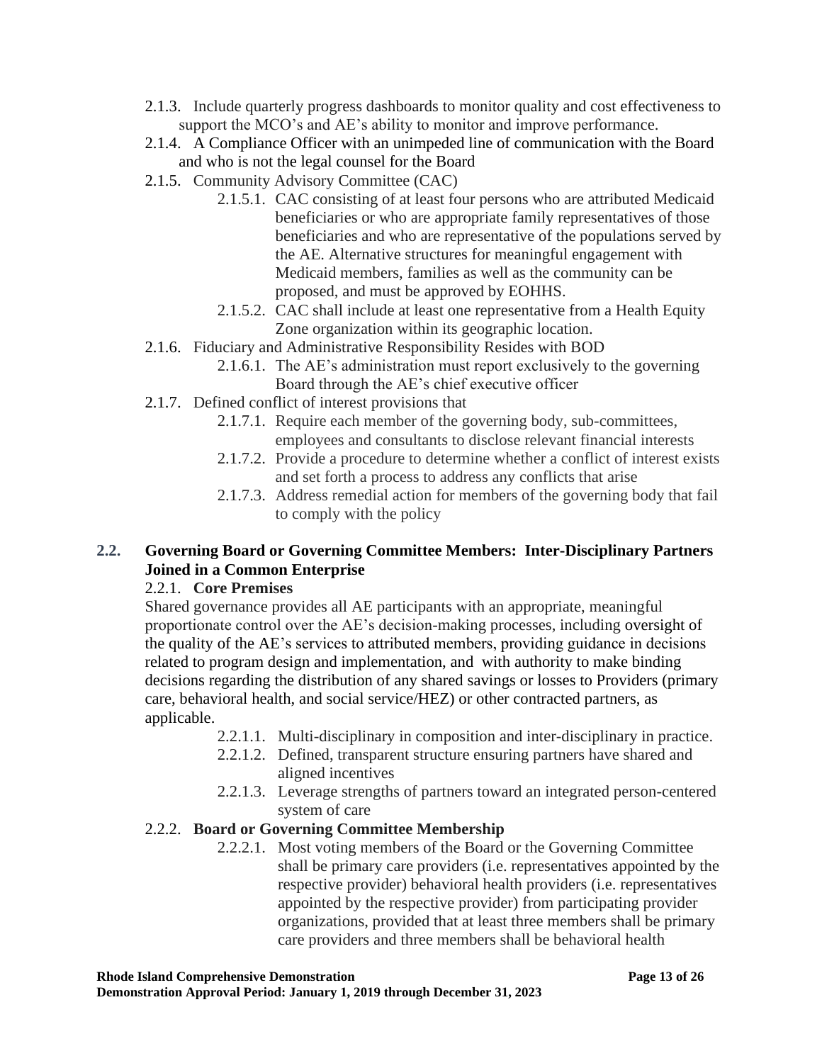- 2.1.3. Include quarterly progress dashboards to monitor quality and cost effectiveness to support the MCO's and AE's ability to monitor and improve performance.
- 2.1.4. A Compliance Officer with an unimpeded line of communication with the Board and who is not the legal counsel for the Board
- 2.1.5. Community Advisory Committee (CAC)
  - 2.1.5.1. CAC consisting of at least four persons who are attributed Medicaid beneficiaries or who are appropriate family representatives of those beneficiaries and who are representative of the populations served by the AE. Alternative structures for meaningful engagement with Medicaid members, families as well as the community can be proposed, and must be approved by EOHHS.
  - 2.1.5.2. CAC shall include at least one representative from a Health Equity Zone organization within its geographic location.
- 2.1.6. Fiduciary and Administrative Responsibility Resides with BOD
  - 2.1.6.1. The AE's administration must report exclusively to the governing Board through the AE's chief executive officer
- 2.1.7. Defined conflict of interest provisions that
  - 2.1.7.1. Require each member of the governing body, sub-committees, employees and consultants to disclose relevant financial interests
  - 2.1.7.2. Provide a procedure to determine whether a conflict of interest exists and set forth a process to address any conflicts that arise
  - 2.1.7.3. Address remedial action for members of the governing body that fail to comply with the policy

## 2.2. Governing Board or Governing Committee Members: Inter-Disciplinary Partners Joined in a Common Enterprise

### 2.2.1. **Core Premises**

Shared governance provides all AE participants with an appropriate, meaningful proportionate control over the AE's decision-making processes, including oversight of the quality of the AE's services to attributed members, providing guidance in decisions related to program design and implementation, and with authority to make binding decisions regarding the distribution of any shared savings or losses to Providers (primary care, behavioral health, and social service/HEZ) or other contracted partners, as applicable.

- 2.2.1.1. Multi-disciplinary in composition and inter-disciplinary in practice.
- 2.2.1.2. Defined, transparent structure ensuring partners have shared and aligned incentives
- 2.2.1.3. Leverage strengths of partners toward an integrated person-centered system of care

### 2.2.2. **Board or Governing Committee Membership**

- 2.2.2.1. Most voting members of the Board or the Governing Committee shall be primary care providers (i.e. representatives appointed by the respective provider) behavioral health providers (i.e. representatives appointed by the respective provider) from participating provider organizations, provided that at least three members shall be primary care providers and three members shall be behavioral health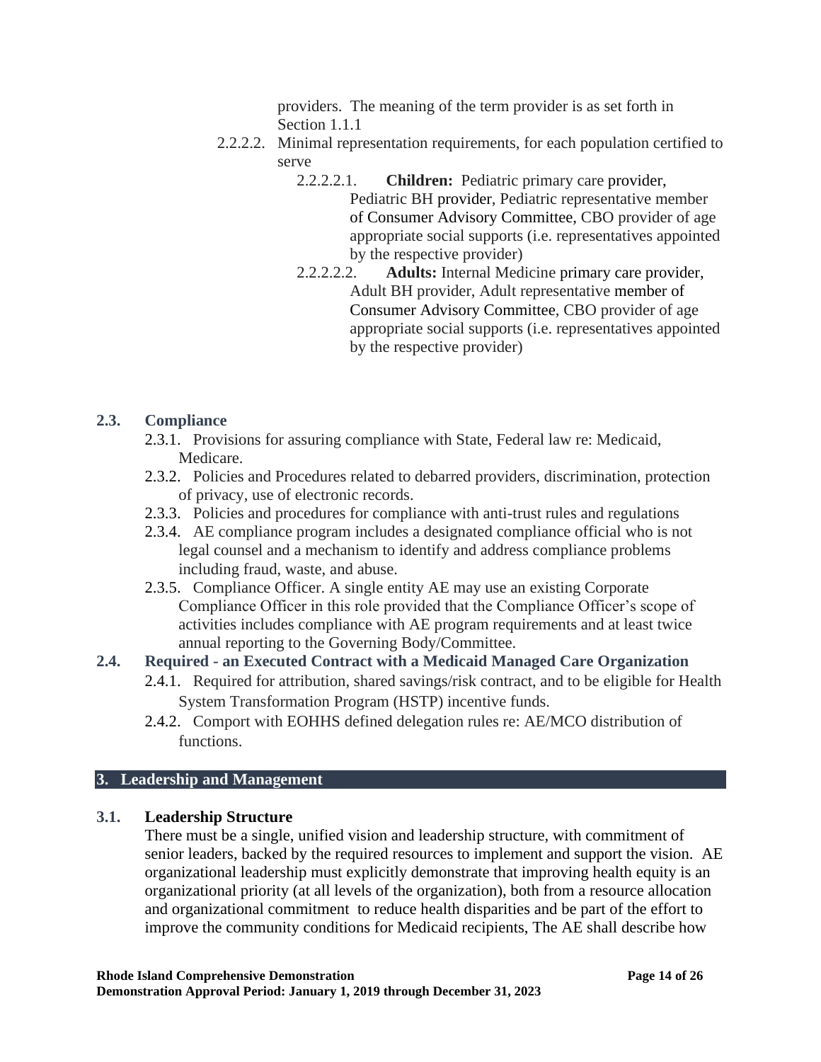providers. The meaning of the term provider is as set forth in Section 1.1.1

- 2.2.2.2. Minimal representation requirements, for each population certified to serve
  - 2.2.2.2.1. **Children:** Pediatric primary care provider, Pediatric BH provider, Pediatric representative member of Consumer Advisory Committee, CBO provider of age appropriate social supports (i.e. representatives appointed by the respective provider)
  - 2.2.2.2.2. **Adults:** Internal Medicine primary care provider, Adult BH provider, Adult representative member of Consumer Advisory Committee, CBO provider of age appropriate social supports (i.e. representatives appointed by the respective provider)

### 2.3. Compliance

- 2.3.1. Provisions for assuring compliance with State, Federal law re: Medicaid, Medicare.
- 2.3.2. Policies and Procedures related to debarred providers, discrimination, protection of privacy, use of electronic records.
- 2.3.3. Policies and procedures for compliance with anti-trust rules and regulations
- 2.3.4. AE compliance program includes a designated compliance official who is not legal counsel and a mechanism to identify and address compliance problems including fraud, waste, and abuse.
- 2.3.5. Compliance Officer. A single entity AE may use an existing Corporate Compliance Officer in this role provided that the Compliance Officer's scope of activities includes compliance with AE program requirements and at least twice annual reporting to the Governing Body/Committee.

### 2.4. Required - an Executed Contract with a Medicaid Managed Care Organization

- 2.4.1. Required for attribution, shared savings/risk contract, and to be eligible for Health System Transformation Program (HSTP) incentive funds.
- 2.4.2. Comport with EOHHS defined delegation rules re: AE/MCO distribution of functions.

## 3. Leadership and Management

### 3.1. Leadership Structure

There must be a single, unified vision and leadership structure, with commitment of senior leaders, backed by the required resources to implement and support the vision. AE organizational leadership must explicitly demonstrate that improving health equity is an organizational priority (at all levels of the organization), both from a resource allocation and organizational commitment to reduce health disparities and be part of the effort to improve the community conditions for Medicaid recipients, The AE shall describe how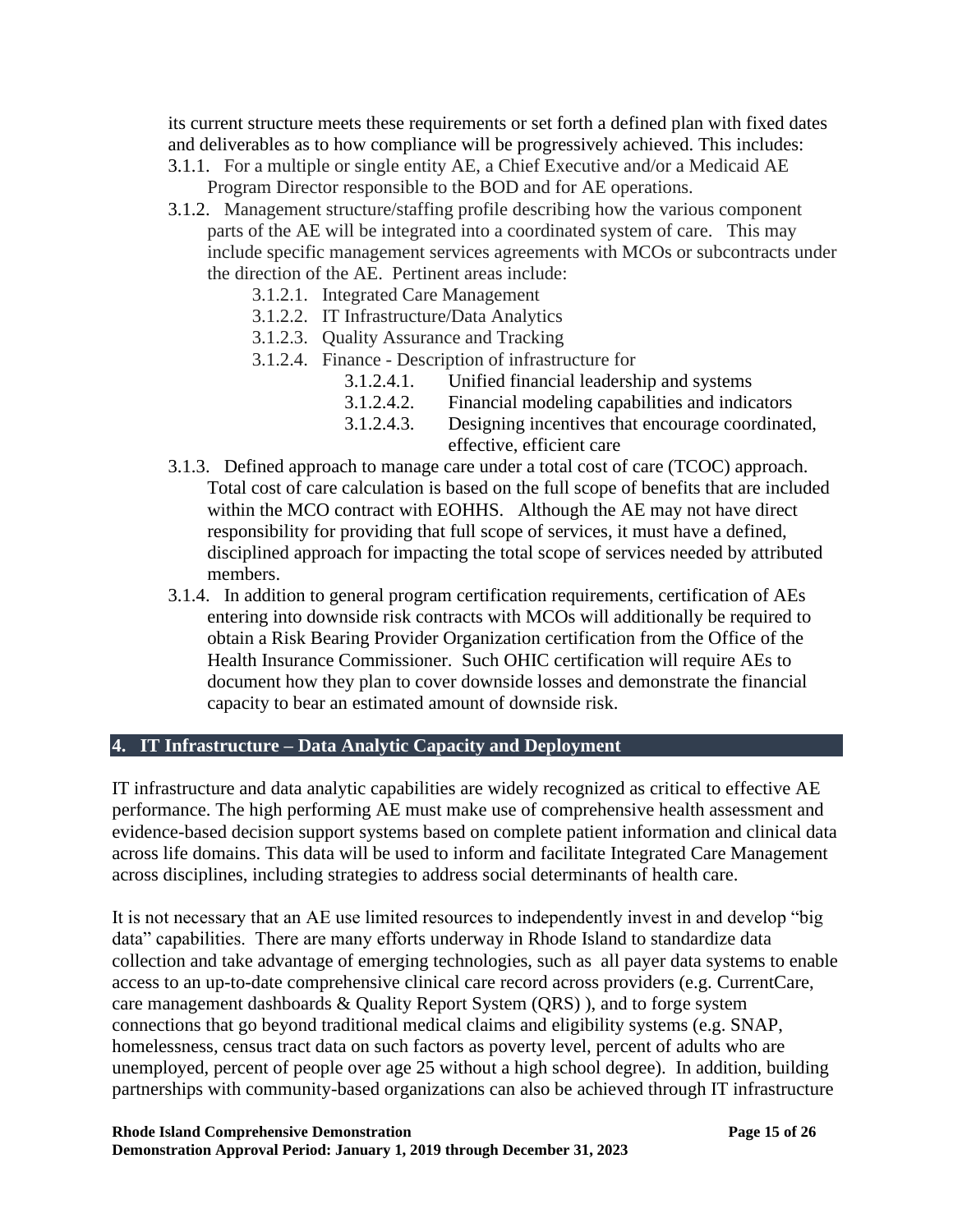its current structure meets these requirements or set forth a defined plan with fixed dates and deliverables as to how compliance will be progressively achieved. This includes:

- 3.1.1. For a multiple or single entity AE, a Chief Executive and/or a Medicaid AE Program Director responsible to the BOD and for AE operations.
- 3.1.2. Management structure/staffing profile describing how the various component parts of the AE will be integrated into a coordinated system of care. This may include specific management services agreements with MCOs or subcontracts under the direction of the AE. Pertinent areas include:
  - 3.1.2.1. Integrated Care Management
  - 3.1.2.2. IT Infrastructure/Data Analytics
  - 3.1.2.3. Quality Assurance and Tracking
  - 3.1.2.4. Finance - Description of infrastructure for
    - 3.1.2.4.1. Unified financial leadership and systems
    - 3.1.2.4.2. Financial modeling capabilities and indicators
    - 3.1.2.4.3. Designing incentives that encourage coordinated, effective, efficient care
- 3.1.3. Defined approach to manage care under a total cost of care (TCOC) approach. Total cost of care calculation is based on the full scope of benefits that are included within the MCO contract with EOHHS. Although the AE may not have direct responsibility for providing that full scope of services, it must have a defined, disciplined approach for impacting the total scope of services needed by attributed members.
- 3.1.4. In addition to general program certification requirements, certification of AEs entering into downside risk contracts with MCOs will additionally be required to obtain a Risk Bearing Provider Organization certification from the Office of the Health Insurance Commissioner. Such OHIC certification will require AEs to document how they plan to cover downside losses and demonstrate the financial capacity to bear an estimated amount of downside risk.

## 4. IT Infrastructure – Data Analytic Capacity and Deployment

IT infrastructure and data analytic capabilities are widely recognized as critical to effective AE performance. The high performing AE must make use of comprehensive health assessment and evidence-based decision support systems based on complete patient information and clinical data across life domains. This data will be used to inform and facilitate Integrated Care Management across disciplines, including strategies to address social determinants of health care.

It is not necessary that an AE use limited resources to independently invest in and develop "big data" capabilities. There are many efforts underway in Rhode Island to standardize data collection and take advantage of emerging technologies, such as all payer data systems to enable access to an up-to-date comprehensive clinical care record across providers (e.g. CurrentCare, care management dashboards & Quality Report System (QRS) ), and to forge system connections that go beyond traditional medical claims and eligibility systems (e.g. SNAP, homelessness, census tract data on such factors as poverty level, percent of adults who are unemployed, percent of people over age 25 without a high school degree). In addition, building partnerships with community-based organizations can also be achieved through IT infrastructure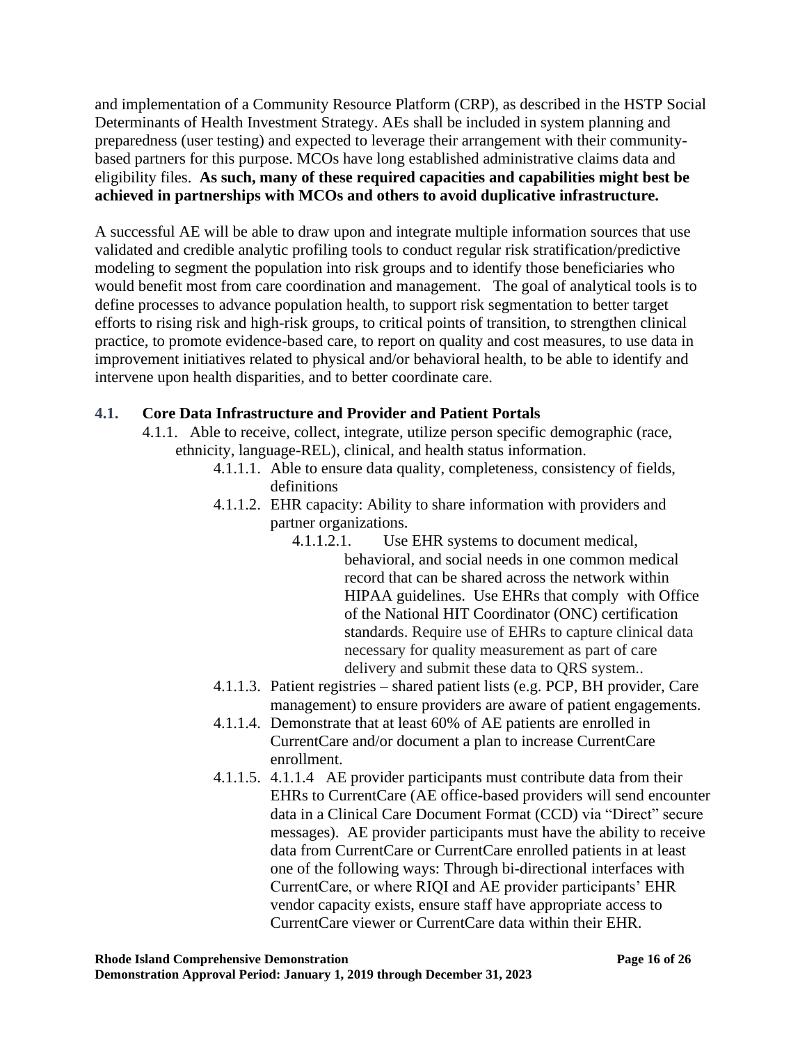and implementation of a Community Resource Platform (CRP), as described in the HSTP Social Determinants of Health Investment Strategy. AEs shall be included in system planning and preparedness (user testing) and expected to leverage their arrangement with their community-based partners for this purpose. MCOs have long established administrative claims data and eligibility files. **As such, many of these required capacities and capabilities might best be achieved in partnerships with MCOs and others to avoid duplicative infrastructure.**

A successful AE will be able to draw upon and integrate multiple information sources that use validated and credible analytic profiling tools to conduct regular risk stratification/predictive modeling to segment the population into risk groups and to identify those beneficiaries who would benefit most from care coordination and management. The goal of analytical tools is to define processes to advance population health, to support risk segmentation to better target efforts to rising risk and high-risk groups, to critical points of transition, to strengthen clinical practice, to promote evidence-based care, to report on quality and cost measures, to use data in improvement initiatives related to physical and/or behavioral health, to be able to identify and intervene upon health disparities, and to better coordinate care.

### 4.1. Core Data Infrastructure and Provider and Patient Portals

- 4.1.1. Able to receive, collect, integrate, utilize person specific demographic (race, ethnicity, language-REL), clinical, and health status information.
  - 4.1.1.1. Able to ensure data quality, completeness, consistency of fields, definitions
  - 4.1.1.2. EHR capacity: Ability to share information with providers and partner organizations.
    - 4.1.1.2.1. Use EHR systems to document medical, behavioral, and social needs in one common medical record that can be shared across the network within HIPAA guidelines. Use EHRs that comply with Office of the National HIT Coordinator (ONC) certification standards. Require use of EHRs to capture clinical data necessary for quality measurement as part of care delivery and submit these data to QRS system..
  - 4.1.1.3. Patient registries – shared patient lists (e.g. PCP, BH provider, Care management) to ensure providers are aware of patient engagements.
  - 4.1.1.4. Demonstrate that at least 60% of AE patients are enrolled in CurrentCare and/or document a plan to increase CurrentCare enrollment.
  - 4.1.1.5. 4.1.1.4 AE provider participants must contribute data from their EHRs to CurrentCare (AE office-based providers will send encounter data in a Clinical Care Document Format (CCD) via "Direct" secure messages). AE provider participants must have the ability to receive data from CurrentCare or CurrentCare enrolled patients in at least one of the following ways: Through bi-directional interfaces with CurrentCare, or where RIQI and AE provider participants' EHR vendor capacity exists, ensure staff have appropriate access to CurrentCare viewer or CurrentCare data within their EHR.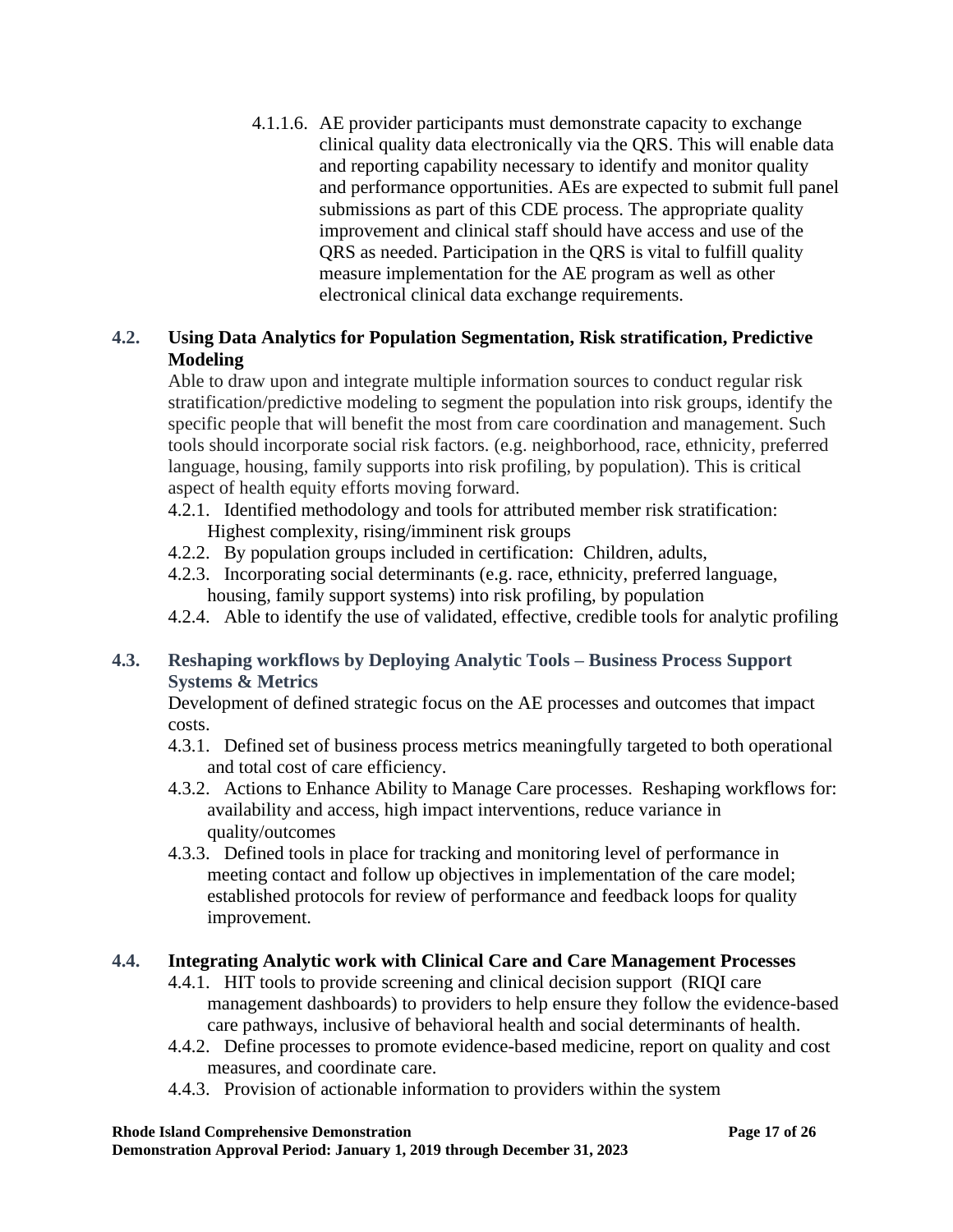4.1.1.6. AE provider participants must demonstrate capacity to exchange clinical quality data electronically via the QRS. This will enable data and reporting capability necessary to identify and monitor quality and performance opportunities. AEs are expected to submit full panel submissions as part of this CDE process. The appropriate quality improvement and clinical staff should have access and use of the QRS as needed. Participation in the QRS is vital to fulfill quality measure implementation for the AE program as well as other electronical clinical data exchange requirements.

### 4.2. Using Data Analytics for Population Segmentation, Risk stratification, Predictive Modeling

Able to draw upon and integrate multiple information sources to conduct regular risk stratification/predictive modeling to segment the population into risk groups, identify the specific people that will benefit the most from care coordination and management. Such tools should incorporate social risk factors. (e.g. neighborhood, race, ethnicity, preferred language, housing, family supports into risk profiling, by population). This is critical aspect of health equity efforts moving forward.

- 4.2.1. Identified methodology and tools for attributed member risk stratification: Highest complexity, rising/imminent risk groups
- 4.2.2. By population groups included in certification: Children, adults,
- 4.2.3. Incorporating social determinants (e.g. race, ethnicity, preferred language, housing, family support systems) into risk profiling, by population
- 4.2.4. Able to identify the use of validated, effective, credible tools for analytic profiling

### 4.3. Reshaping workflows by Deploying Analytic Tools – Business Process Support Systems & Metrics

Development of defined strategic focus on the AE processes and outcomes that impact costs.

- 4.3.1. Defined set of business process metrics meaningfully targeted to both operational and total cost of care efficiency.
- 4.3.2. Actions to Enhance Ability to Manage Care processes. Reshaping workflows for: availability and access, high impact interventions, reduce variance in quality/outcomes
- 4.3.3. Defined tools in place for tracking and monitoring level of performance in meeting contact and follow up objectives in implementation of the care model; established protocols for review of performance and feedback loops for quality improvement.

### 4.4. Integrating Analytic work with Clinical Care and Care Management Processes

- 4.4.1. HIT tools to provide screening and clinical decision support (RIQI care management dashboards) to providers to help ensure they follow the evidence-based care pathways, inclusive of behavioral health and social determinants of health.
- 4.4.2. Define processes to promote evidence-based medicine, report on quality and cost measures, and coordinate care.
- 4.4.3. Provision of actionable information to providers within the system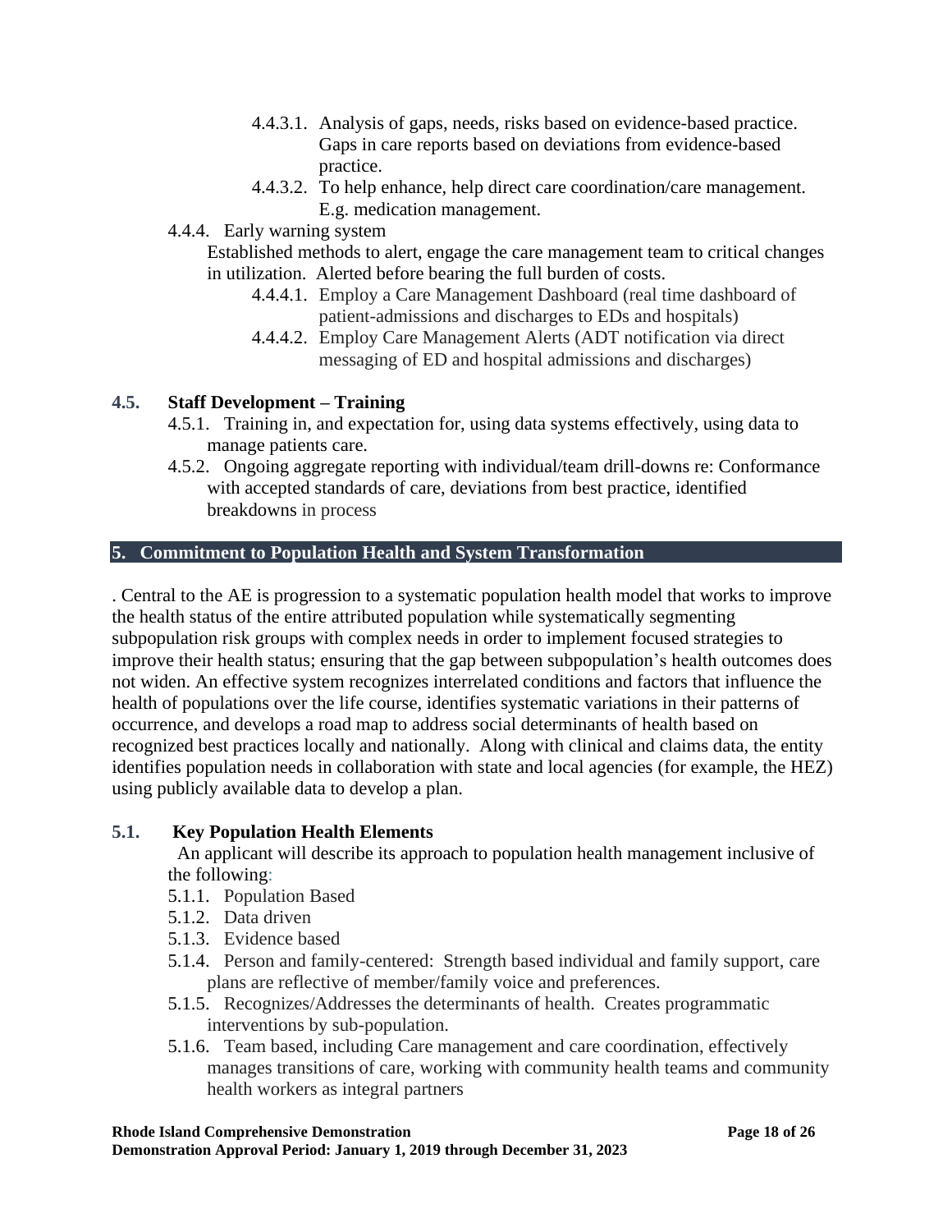- 4.4.3.1. Analysis of gaps, needs, risks based on evidence-based practice. Gaps in care reports based on deviations from evidence-based practice.
- 4.4.3.2. To help enhance, help direct care coordination/care management. E.g. medication management.

4.4.4. Early warning system

Established methods to alert, engage the care management team to critical changes in utilization. Alerted before bearing the full burden of costs.

- 4.4.4.1. Employ a Care Management Dashboard (real time dashboard of patient-admissions and discharges to EDs and hospitals)
- 4.4.4.2. Employ Care Management Alerts (ADT notification via direct messaging of ED and hospital admissions and discharges)

### 4.5. Staff Development – Training

4.5.1. Training in, and expectation for, using data systems effectively, using data to manage patients care.

4.5.2. Ongoing aggregate reporting with individual/team drill-downs re: Conformance with accepted standards of care, deviations from best practice, identified breakdowns in process

## 5. Commitment to Population Health and System Transformation

. Central to the AE is progression to a systematic population health model that works to improve the health status of the entire attributed population while systematically segmenting subpopulation risk groups with complex needs in order to implement focused strategies to improve their health status; ensuring that the gap between subpopulation's health outcomes does not widen. An effective system recognizes interrelated conditions and factors that influence the health of populations over the life course, identifies systematic variations in their patterns of occurrence, and develops a road map to address social determinants of health based on recognized best practices locally and nationally. Along with clinical and claims data, the entity identifies population needs in collaboration with state and local agencies (for example, the HEZ) using publicly available data to develop a plan.

### 5.1. Key Population Health Elements

An applicant will describe its approach to population health management inclusive of the following:

5.1.1. Population Based

5.1.2. Data driven

5.1.3. Evidence based

5.1.4. Person and family-centered: Strength based individual and family support, care plans are reflective of member/family voice and preferences.

5.1.5. Recognizes/Addresses the determinants of health. Creates programmatic interventions by sub-population.

5.1.6. Team based, including Care management and care coordination, effectively manages transitions of care, working with community health teams and community health workers as integral partners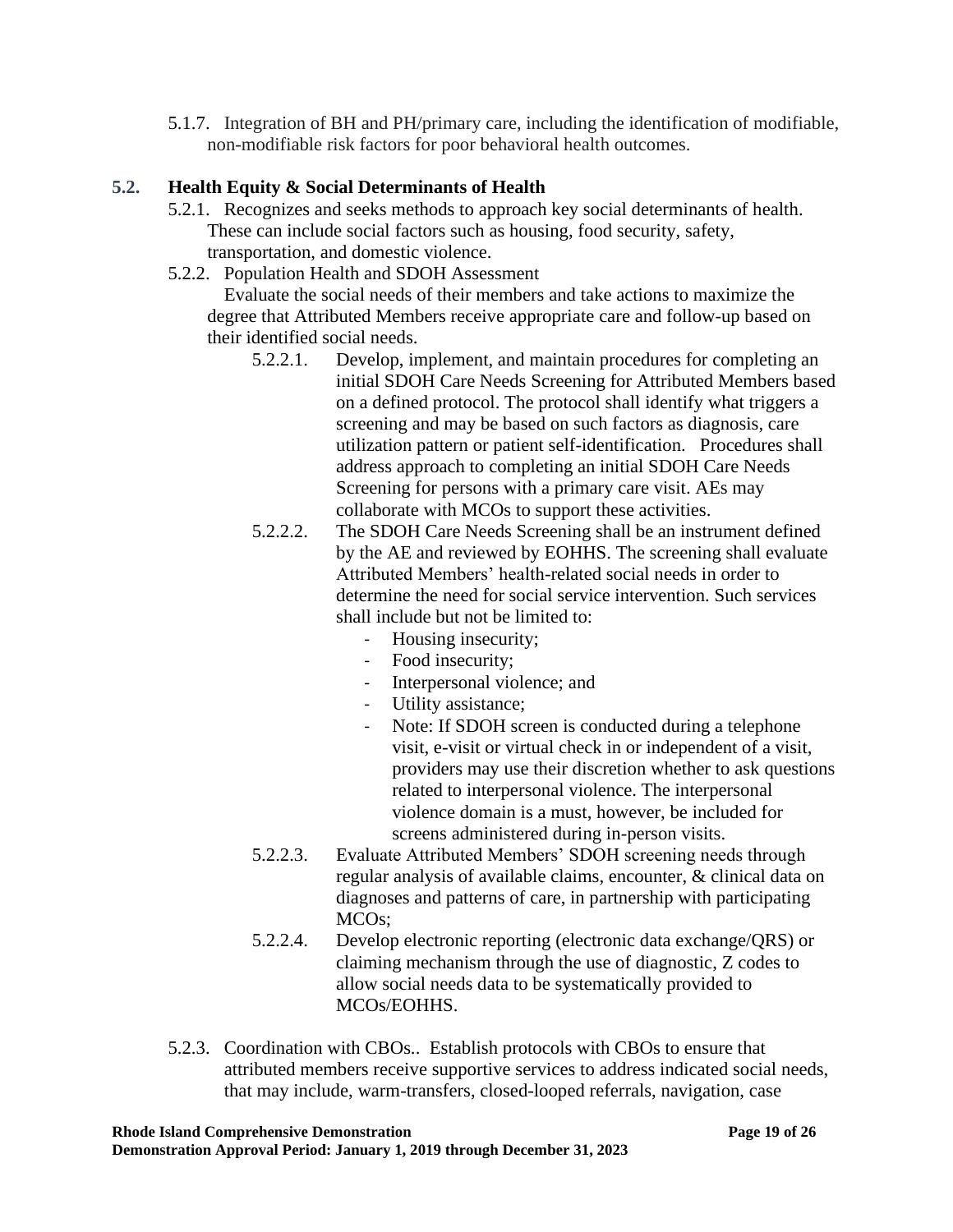5.1.7. Integration of BH and PH/primary care, including the identification of modifiable, non-modifiable risk factors for poor behavioral health outcomes.

## 5.2. Health Equity & Social Determinants of Health

5.2.1. Recognizes and seeks methods to approach key social determinants of health. These can include social factors such as housing, food security, safety, transportation, and domestic violence.

5.2.2. Population Health and SDOH Assessment

Evaluate the social needs of their members and take actions to maximize the degree that Attributed Members receive appropriate care and follow-up based on their identified social needs.

5.2.2.1. Develop, implement, and maintain procedures for completing an initial SDOH Care Needs Screening for Attributed Members based on a defined protocol. The protocol shall identify what triggers a screening and may be based on such factors as diagnosis, care utilization pattern or patient self-identification. Procedures shall address approach to completing an initial SDOH Care Needs Screening for persons with a primary care visit. AEs may collaborate with MCOs to support these activities.

5.2.2.2. The SDOH Care Needs Screening shall be an instrument defined by the AE and reviewed by EOHHS. The screening shall evaluate Attributed Members' health-related social needs in order to determine the need for social service intervention. Such services shall include but not be limited to:

- Housing insecurity;
- Food insecurity;
- Interpersonal violence; and
- Utility assistance;
- Note: If SDOH screen is conducted during a telephone visit, e-visit or virtual check in or independent of a visit, providers may use their discretion whether to ask questions related to interpersonal violence. The interpersonal violence domain is a must, however, be included for screens administered during in-person visits.

5.2.2.3. Evaluate Attributed Members' SDOH screening needs through regular analysis of available claims, encounter, & clinical data on diagnoses and patterns of care, in partnership with participating MCOs;

5.2.2.4. Develop electronic reporting (electronic data exchange/QRS) or claiming mechanism through the use of diagnostic, Z codes to allow social needs data to be systematically provided to MCOs/EOHHS.

5.2.3. Coordination with CBOs.. Establish protocols with CBOs to ensure that attributed members receive supportive services to address indicated social needs, that may include, warm-transfers, closed-looped referrals, navigation, case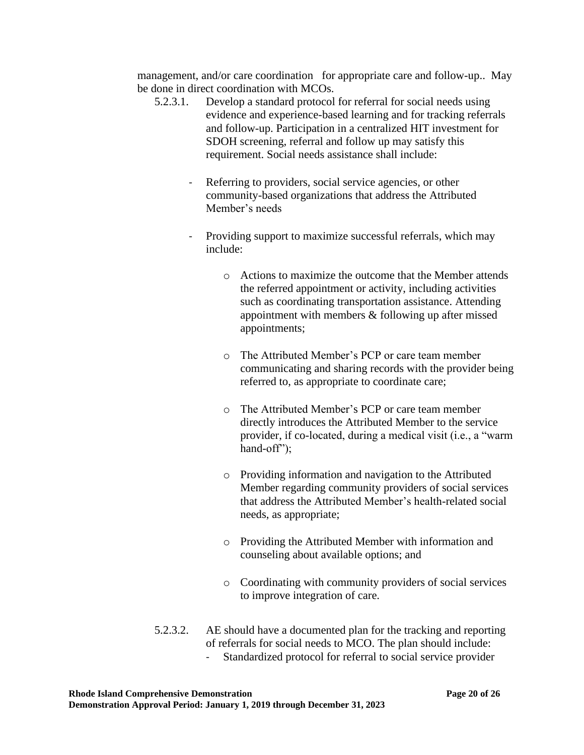management, and/or care coordination for appropriate care and follow-up.. May be done in direct coordination with MCOs.

5.2.3.1. Develop a standard protocol for referral for social needs using evidence and experience-based learning and for tracking referrals and follow-up. Participation in a centralized HIT investment for SDOH screening, referral and follow up may satisfy this requirement. Social needs assistance shall include:

- Referring to providers, social service agencies, or other community-based organizations that address the Attributed Member's needs

- Providing support to maximize successful referrals, which may include:

  - Actions to maximize the outcome that the Member attends the referred appointment or activity, including activities such as coordinating transportation assistance. Attending appointment with members & following up after missed appointments;

  - The Attributed Member's PCP or care team member communicating and sharing records with the provider being referred to, as appropriate to coordinate care;

  - The Attributed Member's PCP or care team member directly introduces the Attributed Member to the service provider, if co-located, during a medical visit (i.e., a "warm hand-off");

  - Providing information and navigation to the Attributed Member regarding community providers of social services that address the Attributed Member's health-related social needs, as appropriate;

  - Providing the Attributed Member with information and counseling about available options; and

  - Coordinating with community providers of social services to improve integration of care.

5.2.3.2. AE should have a documented plan for the tracking and reporting of referrals for social needs to MCO. The plan should include:

- Standardized protocol for referral to social service provider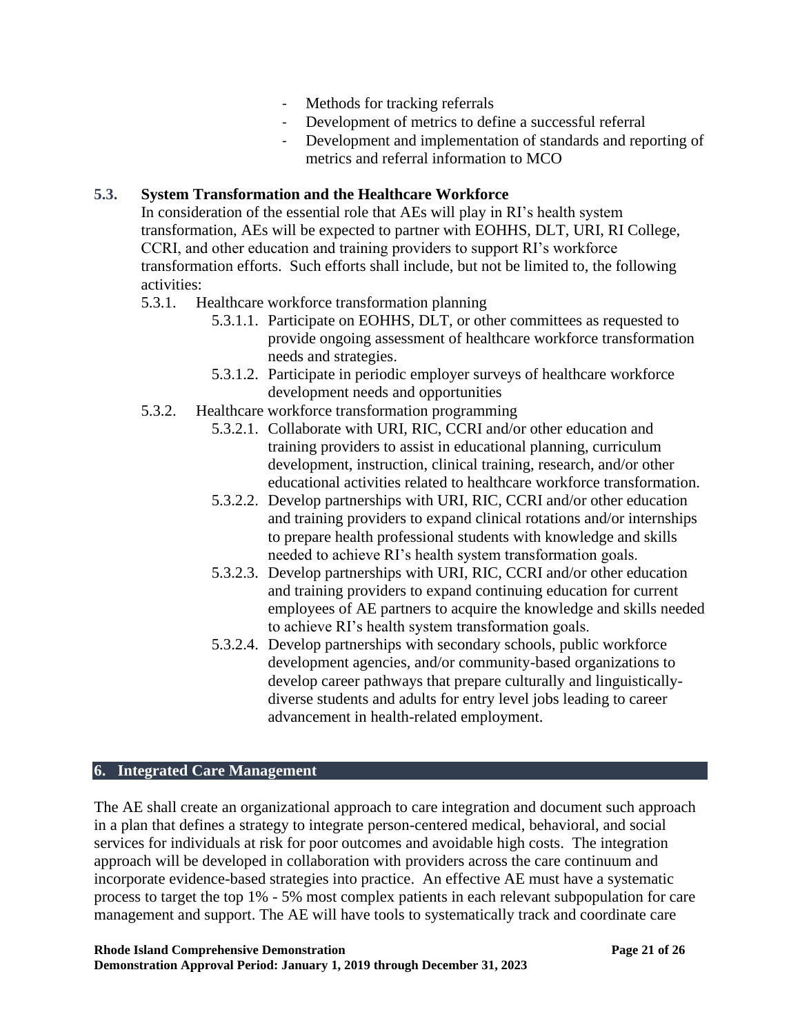- Methods for tracking referrals
- Development of metrics to define a successful referral
- Development and implementation of standards and reporting of metrics and referral information to MCO

### 5.3. System Transformation and the Healthcare Workforce

In consideration of the essential role that AEs will play in RI's health system transformation, AEs will be expected to partner with EOHHS, DLT, URI, RI College, CCRI, and other education and training providers to support RI's workforce transformation efforts. Such efforts shall include, but not be limited to, the following activities:

5.3.1. Healthcare workforce transformation planning

5.3.1.1. Participate on EOHHS, DLT, or other committees as requested to provide ongoing assessment of healthcare workforce transformation needs and strategies.

5.3.1.2. Participate in periodic employer surveys of healthcare workforce development needs and opportunities

5.3.2. Healthcare workforce transformation programming

5.3.2.1. Collaborate with URI, RIC, CCRI and/or other education and training providers to assist in educational planning, curriculum development, instruction, clinical training, research, and/or other educational activities related to healthcare workforce transformation.

5.3.2.2. Develop partnerships with URI, RIC, CCRI and/or other education and training providers to expand clinical rotations and/or internships to prepare health professional students with knowledge and skills needed to achieve RI's health system transformation goals.

5.3.2.3. Develop partnerships with URI, RIC, CCRI and/or other education and training providers to expand continuing education for current employees of AE partners to acquire the knowledge and skills needed to achieve RI's health system transformation goals.

5.3.2.4. Develop partnerships with secondary schools, public workforce development agencies, and/or community-based organizations to develop career pathways that prepare culturally and linguistically-diverse students and adults for entry level jobs leading to career advancement in health-related employment.

## 6. Integrated Care Management

The AE shall create an organizational approach to care integration and document such approach in a plan that defines a strategy to integrate person-centered medical, behavioral, and social services for individuals at risk for poor outcomes and avoidable high costs. The integration approach will be developed in collaboration with providers across the care continuum and incorporate evidence-based strategies into practice. An effective AE must have a systematic process to target the top 1% - 5% most complex patients in each relevant subpopulation for care management and support. The AE will have tools to systematically track and coordinate care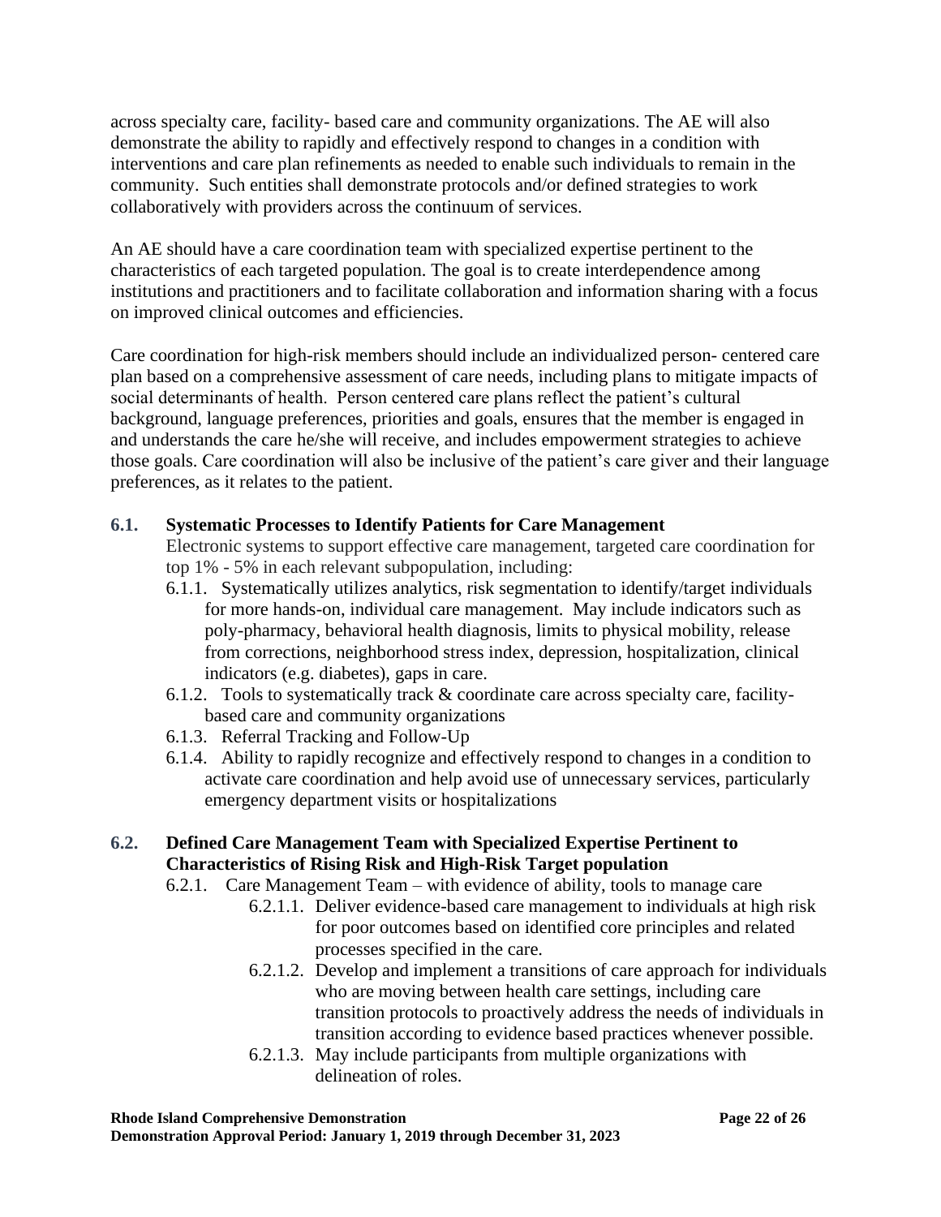across specialty care, facility- based care and community organizations. The AE will also demonstrate the ability to rapidly and effectively respond to changes in a condition with interventions and care plan refinements as needed to enable such individuals to remain in the community. Such entities shall demonstrate protocols and/or defined strategies to work collaboratively with providers across the continuum of services.

An AE should have a care coordination team with specialized expertise pertinent to the characteristics of each targeted population. The goal is to create interdependence among institutions and practitioners and to facilitate collaboration and information sharing with a focus on improved clinical outcomes and efficiencies.

Care coordination for high-risk members should include an individualized person- centered care plan based on a comprehensive assessment of care needs, including plans to mitigate impacts of social determinants of health. Person centered care plans reflect the patient's cultural background, language preferences, priorities and goals, ensures that the member is engaged in and understands the care he/she will receive, and includes empowerment strategies to achieve those goals. Care coordination will also be inclusive of the patient's care giver and their language preferences, as it relates to the patient.

### 6.1. Systematic Processes to Identify Patients for Care Management

Electronic systems to support effective care management, targeted care coordination for top 1% - 5% in each relevant subpopulation, including:

- 6.1.1. Systematically utilizes analytics, risk segmentation to identify/target individuals for more hands-on, individual care management. May include indicators such as poly-pharmacy, behavioral health diagnosis, limits to physical mobility, release from corrections, neighborhood stress index, depression, hospitalization, clinical indicators (e.g. diabetes), gaps in care.
- 6.1.2. Tools to systematically track & coordinate care across specialty care, facility-based care and community organizations
- 6.1.3. Referral Tracking and Follow-Up
- 6.1.4. Ability to rapidly recognize and effectively respond to changes in a condition to activate care coordination and help avoid use of unnecessary services, particularly emergency department visits or hospitalizations

### 6.2. Defined Care Management Team with Specialized Expertise Pertinent to Characteristics of Rising Risk and High-Risk Target population

- 6.2.1. Care Management Team – with evidence of ability, tools to manage care
  - 6.2.1.1. Deliver evidence-based care management to individuals at high risk for poor outcomes based on identified core principles and related processes specified in the care.
  - 6.2.1.2. Develop and implement a transitions of care approach for individuals who are moving between health care settings, including care transition protocols to proactively address the needs of individuals in transition according to evidence based practices whenever possible.
  - 6.2.1.3. May include participants from multiple organizations with delineation of roles.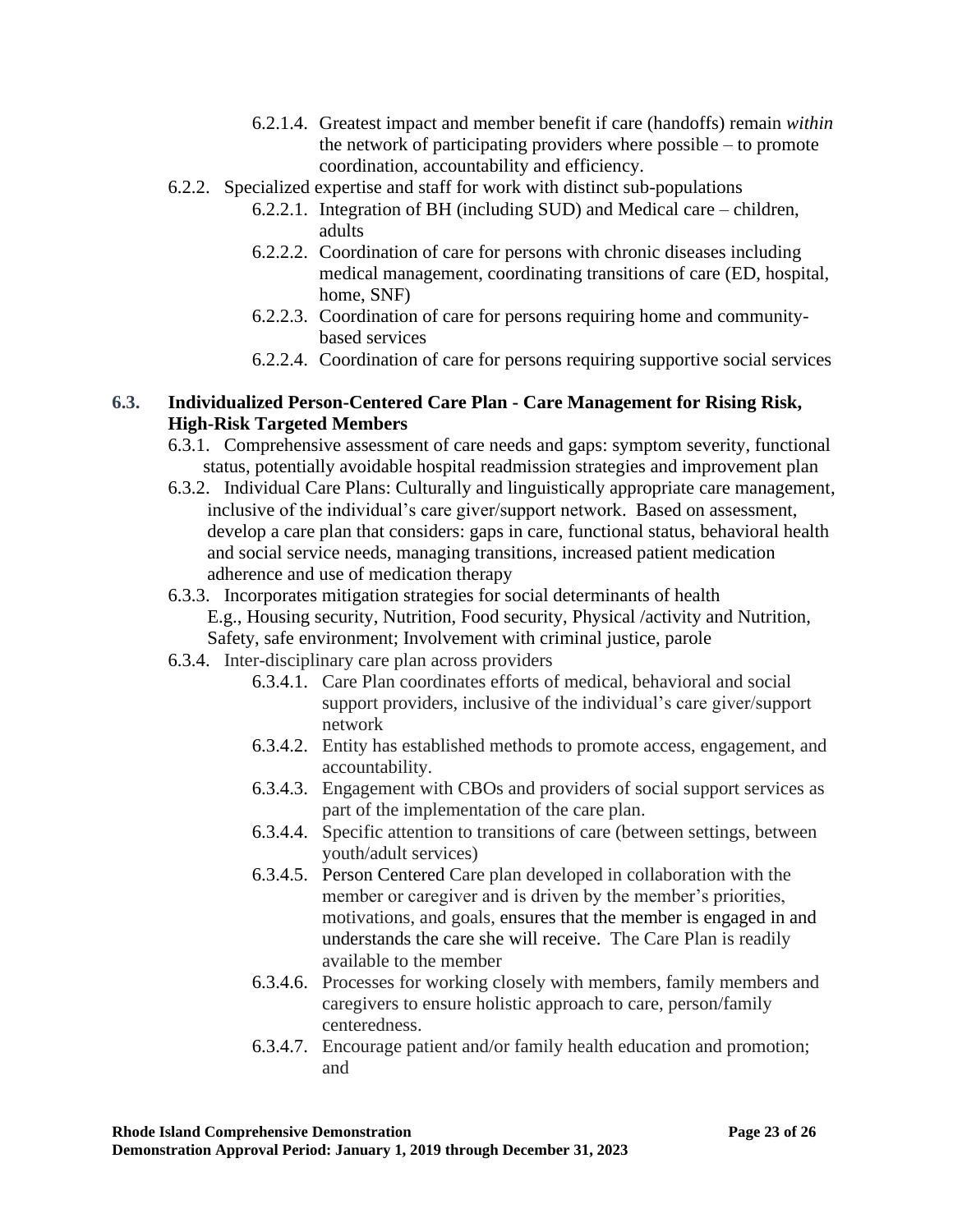- 6.2.1.4. Greatest impact and member benefit if care (handoffs) remain *within* the network of participating providers where possible – to promote coordination, accountability and efficiency.
- 6.2.2. Specialized expertise and staff for work with distinct sub-populations
  - 6.2.2.1. Integration of BH (including SUD) and Medical care – children, adults
  - 6.2.2.2. Coordination of care for persons with chronic diseases including medical management, coordinating transitions of care (ED, hospital, home, SNF)
  - 6.2.2.3. Coordination of care for persons requiring home and community-based services
  - 6.2.2.4. Coordination of care for persons requiring supportive social services

### 6.3. Individualized Person-Centered Care Plan - Care Management for Rising Risk, High-Risk Targeted Members

- 6.3.1. Comprehensive assessment of care needs and gaps: symptom severity, functional status, potentially avoidable hospital readmission strategies and improvement plan
- 6.3.2. Individual Care Plans: Culturally and linguistically appropriate care management, inclusive of the individual's care giver/support network. Based on assessment, develop a care plan that considers: gaps in care, functional status, behavioral health and social service needs, managing transitions, increased patient medication adherence and use of medication therapy
- 6.3.3. Incorporates mitigation strategies for social determinants of health E.g., Housing security, Nutrition, Food security, Physical /activity and Nutrition, Safety, safe environment; Involvement with criminal justice, parole
- 6.3.4. Inter-disciplinary care plan across providers
  - 6.3.4.1. Care Plan coordinates efforts of medical, behavioral and social support providers, inclusive of the individual's care giver/support network
  - 6.3.4.2. Entity has established methods to promote access, engagement, and accountability.
  - 6.3.4.3. Engagement with CBOs and providers of social support services as part of the implementation of the care plan.
  - 6.3.4.4. Specific attention to transitions of care (between settings, between youth/adult services)
  - 6.3.4.5. Person Centered Care plan developed in collaboration with the member or caregiver and is driven by the member's priorities, motivations, and goals, ensures that the member is engaged in and understands the care she will receive. The Care Plan is readily available to the member
  - 6.3.4.6. Processes for working closely with members, family members and caregivers to ensure holistic approach to care, person/family centeredness.
  - 6.3.4.7. Encourage patient and/or family health education and promotion; and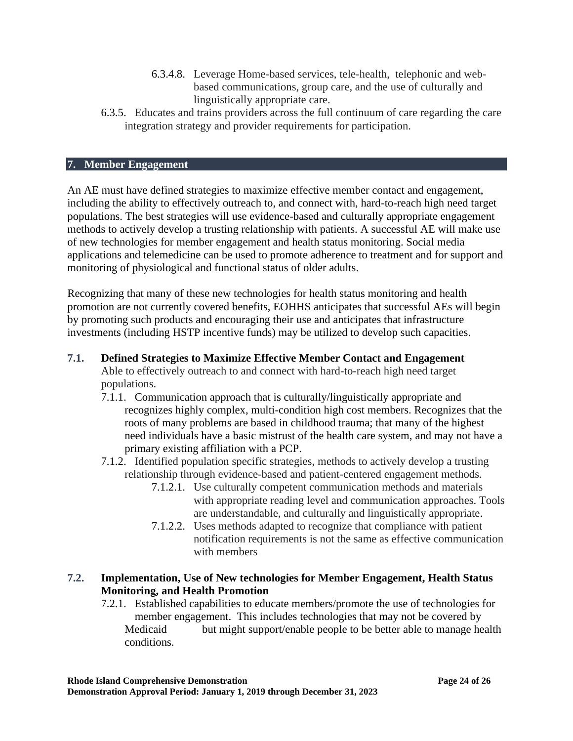6.3.4.8. Leverage Home-based services, tele-health, telephonic and web-based communications, group care, and the use of culturally and linguistically appropriate care.

6.3.5. Educates and trains providers across the full continuum of care regarding the care integration strategy and provider requirements for participation.

## 7. Member Engagement

An AE must have defined strategies to maximize effective member contact and engagement, including the ability to effectively outreach to, and connect with, hard-to-reach high need target populations. The best strategies will use evidence-based and culturally appropriate engagement methods to actively develop a trusting relationship with patients. A successful AE will make use of new technologies for member engagement and health status monitoring. Social media applications and telemedicine can be used to promote adherence to treatment and for support and monitoring of physiological and functional status of older adults.

Recognizing that many of these new technologies for health status monitoring and health promotion are not currently covered benefits, EOHHS anticipates that successful AEs will begin by promoting such products and encouraging their use and anticipates that infrastructure investments (including HSTP incentive funds) may be utilized to develop such capacities.

### 7.1. Defined Strategies to Maximize Effective Member Contact and Engagement

Able to effectively outreach to and connect with hard-to-reach high need target populations.

7.1.1. Communication approach that is culturally/linguistically appropriate and recognizes highly complex, multi-condition high cost members. Recognizes that the roots of many problems are based in childhood trauma; that many of the highest need individuals have a basic mistrust of the health care system, and may not have a primary existing affiliation with a PCP.

7.1.2. Identified population specific strategies, methods to actively develop a trusting relationship through evidence-based and patient-centered engagement methods.

7.1.2.1. Use culturally competent communication methods and materials with appropriate reading level and communication approaches. Tools are understandable, and culturally and linguistically appropriate.

7.1.2.2. Uses methods adapted to recognize that compliance with patient notification requirements is not the same as effective communication with members

### 7.2. Implementation, Use of New technologies for Member Engagement, Health Status Monitoring, and Health Promotion

7.2.1. Established capabilities to educate members/promote the use of technologies for member engagement. This includes technologies that may not be covered by Medicaid but might support/enable people to be better able to manage health conditions.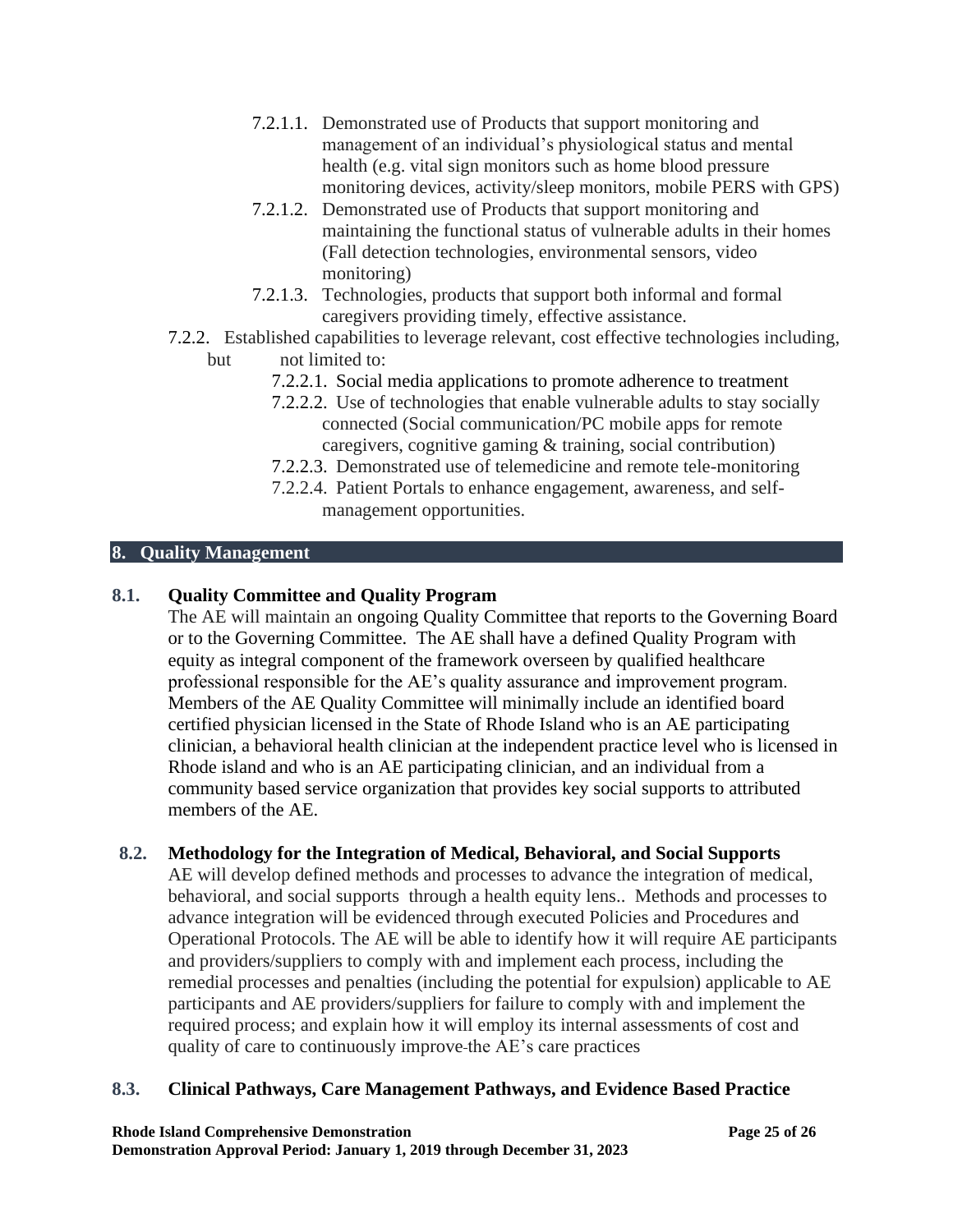- 7.2.1.1. Demonstrated use of Products that support monitoring and management of an individual's physiological status and mental health (e.g. vital sign monitors such as home blood pressure monitoring devices, activity/sleep monitors, mobile PERS with GPS)
- 7.2.1.2. Demonstrated use of Products that support monitoring and maintaining the functional status of vulnerable adults in their homes (Fall detection technologies, environmental sensors, video monitoring)
- 7.2.1.3. Technologies, products that support both informal and formal caregivers providing timely, effective assistance.

7.2.2. Established capabilities to leverage relevant, cost effective technologies including, but not limited to:

- 7.2.2.1. Social media applications to promote adherence to treatment
- 7.2.2.2. Use of technologies that enable vulnerable adults to stay socially connected (Social communication/PC mobile apps for remote caregivers, cognitive gaming & training, social contribution)
- 7.2.2.3. Demonstrated use of telemedicine and remote tele-monitoring
- 7.2.2.4. Patient Portals to enhance engagement, awareness, and self-management opportunities.

## 8. Quality Management

### 8.1. Quality Committee and Quality Program

The AE will maintain an ongoing Quality Committee that reports to the Governing Board or to the Governing Committee. The AE shall have a defined Quality Program with equity as integral component of the framework overseen by qualified healthcare professional responsible for the AE's quality assurance and improvement program. Members of the AE Quality Committee will minimally include an identified board certified physician licensed in the State of Rhode Island who is an AE participating clinician, a behavioral health clinician at the independent practice level who is licensed in Rhode island and who is an AE participating clinician, and an individual from a community based service organization that provides key social supports to attributed members of the AE.

### 8.2. Methodology for the Integration of Medical, Behavioral, and Social Supports

AE will develop defined methods and processes to advance the integration of medical, behavioral, and social supports through a health equity lens.. Methods and processes to advance integration will be evidenced through executed Policies and Procedures and Operational Protocols. The AE will be able to identify how it will require AE participants and providers/suppliers to comply with and implement each process, including the remedial processes and penalties (including the potential for expulsion) applicable to AE participants and AE providers/suppliers for failure to comply with and implement the required process; and explain how it will employ its internal assessments of cost and quality of care to continuously improve the AE's care practices

### 8.3. Clinical Pathways, Care Management Pathways, and Evidence Based Practice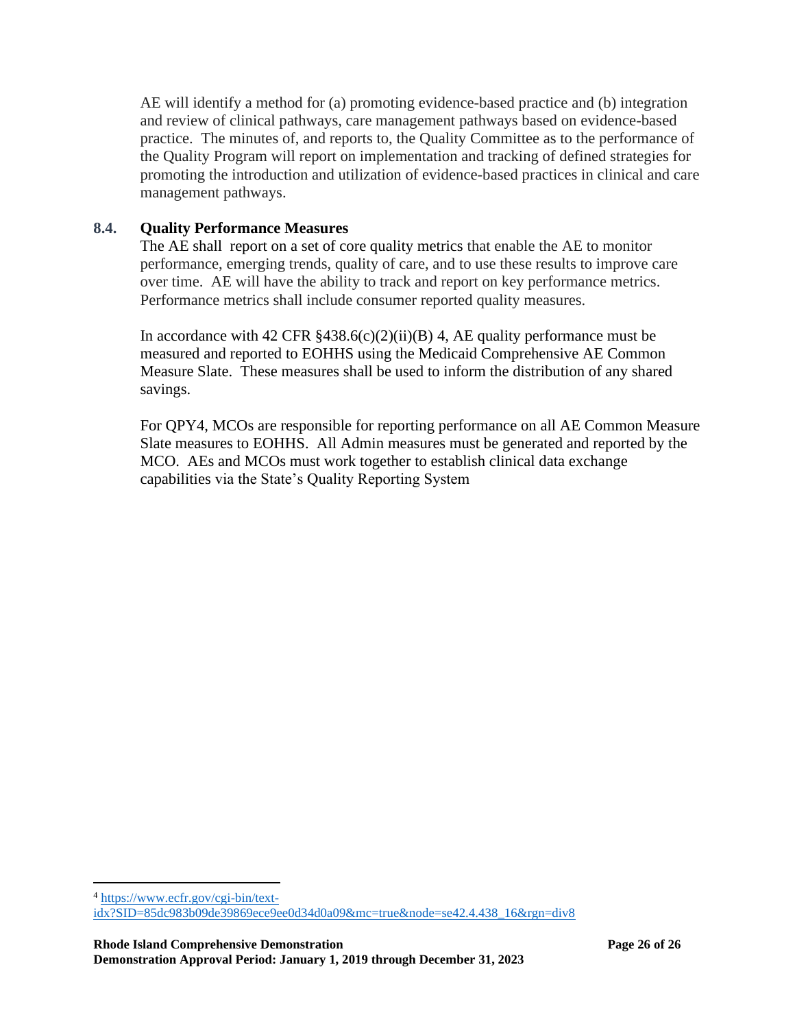AE will identify a method for (a) promoting evidence-based practice and (b) integration and review of clinical pathways, care management pathways based on evidence-based practice. The minutes of, and reports to, the Quality Committee as to the performance of the Quality Program will report on implementation and tracking of defined strategies for promoting the introduction and utilization of evidence-based practices in clinical and care management pathways.

### 8.4. Quality Performance Measures

The AE shall report on a set of core quality metrics that enable the AE to monitor performance, emerging trends, quality of care, and to use these results to improve care over time. AE will have the ability to track and report on key performance metrics. Performance metrics shall include consumer reported quality measures.

In accordance with 42 CFR §438.6(c)(2)(ii)(B) [4], AE quality performance must be measured and reported to EOHHS using the Medicaid Comprehensive AE Common Measure Slate. These measures shall be used to inform the distribution of any shared savings.

For QPY4, MCOs are responsible for reporting performance on all AE Common Measure Slate measures to EOHHS. All Admin measures must be generated and reported by the MCO. AEs and MCOs must work together to establish clinical data exchange capabilities via the State's Quality Reporting System

---

[4] https://www.ecfr.gov/cgi-bin/text-idx?SID=85dc983b09de39869ece9ee0d34d0a09&mc=true&node=se42.4.438_16&rgn=div8